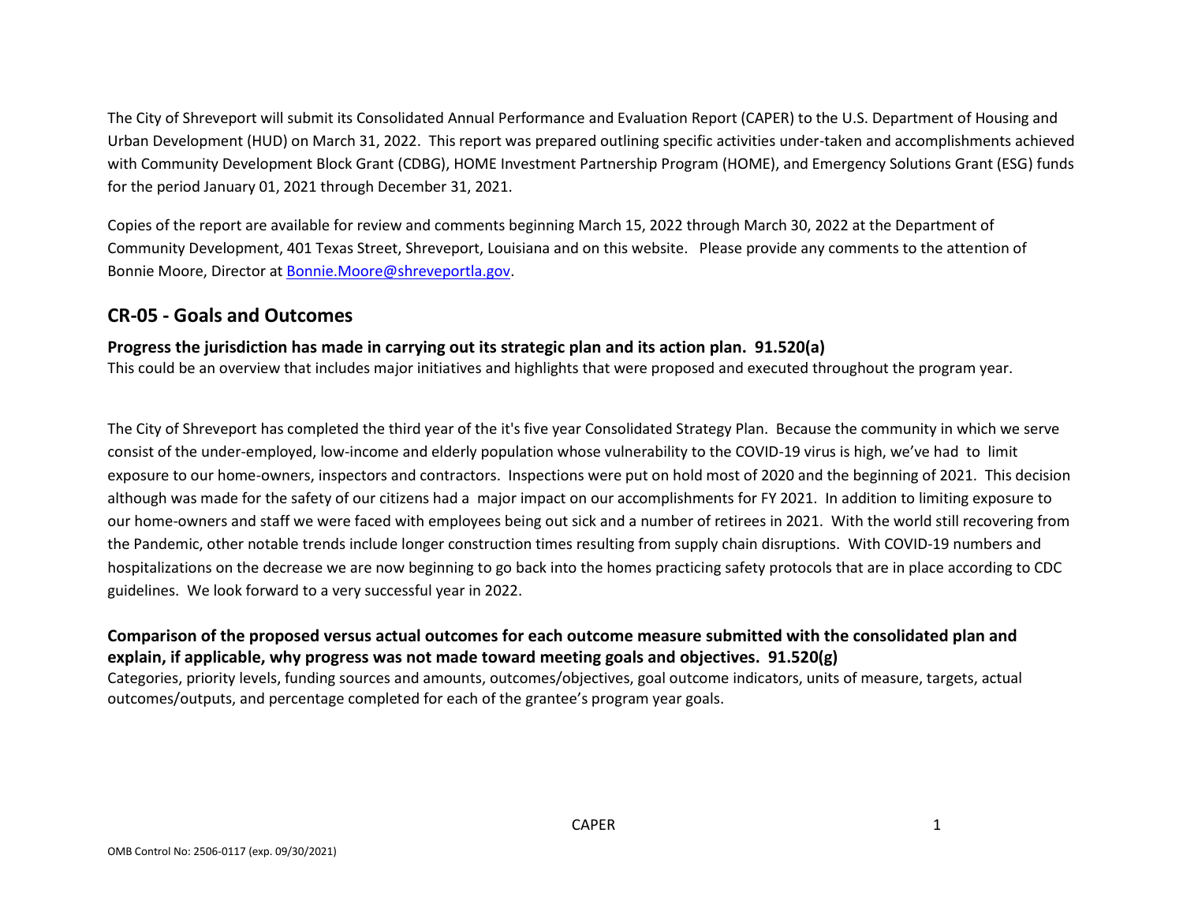The City of Shreveport will submit its Consolidated Annual Performance and Evaluation Report (CAPER) to the U.S. Department of Housing and Urban Development (HUD) on March 31, 2022. This report was prepared outlining specific activities under-taken and accomplishments achieved with Community Development Block Grant (CDBG), HOME Investment Partnership Program (HOME), and Emergency Solutions Grant (ESG) funds for the period January 01, 2021 through December 31, 2021.

Copies of the report are available for review and comments beginning March 15, 2022 through March 30, 2022 at the Department of Community Development, 401 Texas Street, Shreveport, Louisiana and on this website. Please provide any comments to the attention of Bonnie Moore, Director at Bonnie.Moore@shreveportla.gov.

## CR-05 - Goals and Outcomes

### Progress the jurisdiction has made in carrying out its strategic plan and its action plan. 91.520(a)

This could be an overview that includes major initiatives and highlights that were proposed and executed throughout the program year.

The City of Shreveport has completed the third year of the it's five year Consolidated Strategy Plan. Because the community in which we serve consist of the under-employed, low-income and elderly population whose vulnerability to the COVID-19 virus is high, we've had to limit exposure to our home-owners, inspectors and contractors. Inspections were put on hold most of 2020 and the beginning of 2021. This decision although was made for the safety of our citizens had a major impact on our accomplishments for FY 2021. In addition to limiting exposure to our home-owners and staff we were faced with employees being out sick and a number of retirees in 2021. With the world still recovering from the Pandemic, other notable trends include longer construction times resulting from supply chain disruptions. With COVID-19 numbers and hospitalizations on the decrease we are now beginning to go back into the homes practicing safety protocols that are in place according to CDC guidelines. We look forward to a very successful year in 2022.

### Comparison of the proposed versus actual outcomes for each outcome measure submitted with the consolidated plan and explain, if applicable, why progress was not made toward meeting goals and objectives. 91.520(g)

Categories, priority levels, funding sources and amounts, outcomes/objectives, goal outcome indicators, units of measure, targets, actual outcomes/outputs, and percentage completed for each of the grantee's program year goals.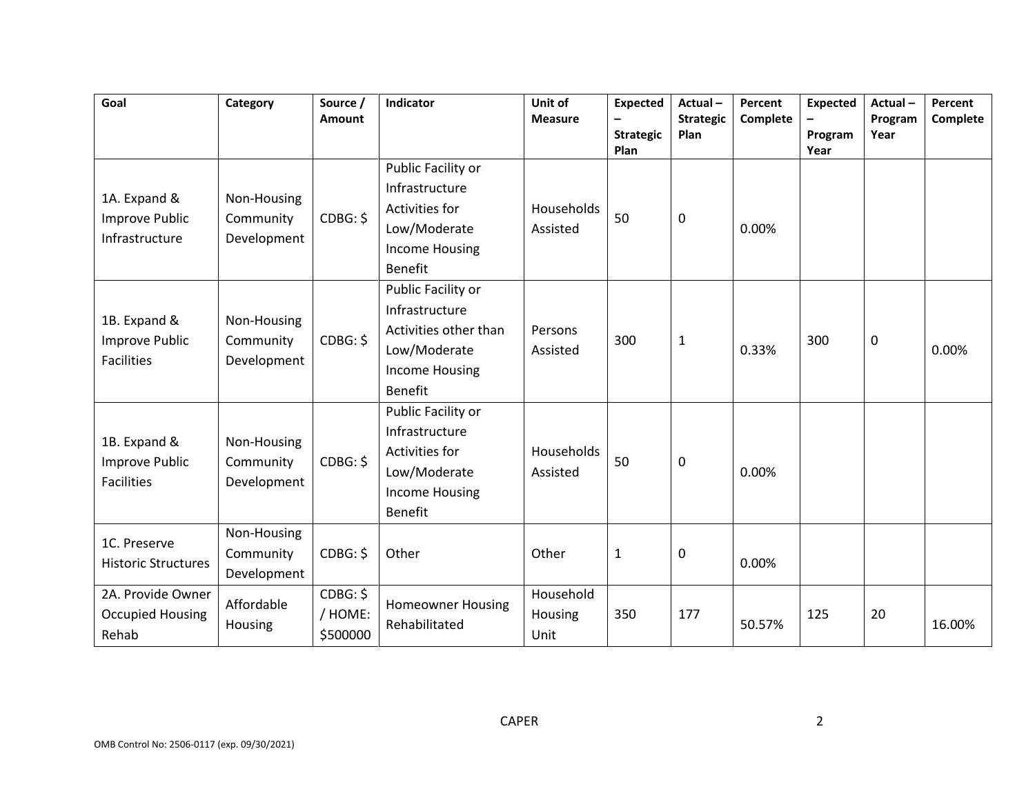| Goal | Category | Source / Amount | Indicator | Unit of Measure | Expected – Strategic Plan | Actual – Strategic Plan | Percent Complete | Expected – Program Year | Actual – Program Year | Percent Complete |
|---|---|---|---|---|---|---|---|---|---|---|
| 1A. Expand & Improve Public Infrastructure | Non-Housing Community Development | CDBG: $ | Public Facility or Infrastructure Activities for Low/Moderate Income Housing Benefit | Households Assisted | 50 | 0 | 0.00% | | | |
| 1B. Expand & Improve Public Facilities | Non-Housing Community Development | CDBG: $ | Public Facility or Infrastructure Activities other than Low/Moderate Income Housing Benefit | Persons Assisted | 300 | 1 | 0.33% | 300 | 0 | 0.00% |
| 1B. Expand & Improve Public Facilities | Non-Housing Community Development | CDBG: $ | Public Facility or Infrastructure Activities for Low/Moderate Income Housing Benefit | Households Assisted | 50 | 0 | 0.00% | | | |
| 1C. Preserve Historic Structures | Non-Housing Community Development | CDBG: $ | Other | Other | 1 | 0 | 0.00% | | | |
| 2A. Provide Owner Occupied Housing Rehab | Affordable Housing | CDBG: $ / HOME: $500000 | Homeowner Housing Rehabilitated | Household Housing Unit | 350 | 177 | 50.57% | 125 | 20 | 16.00% |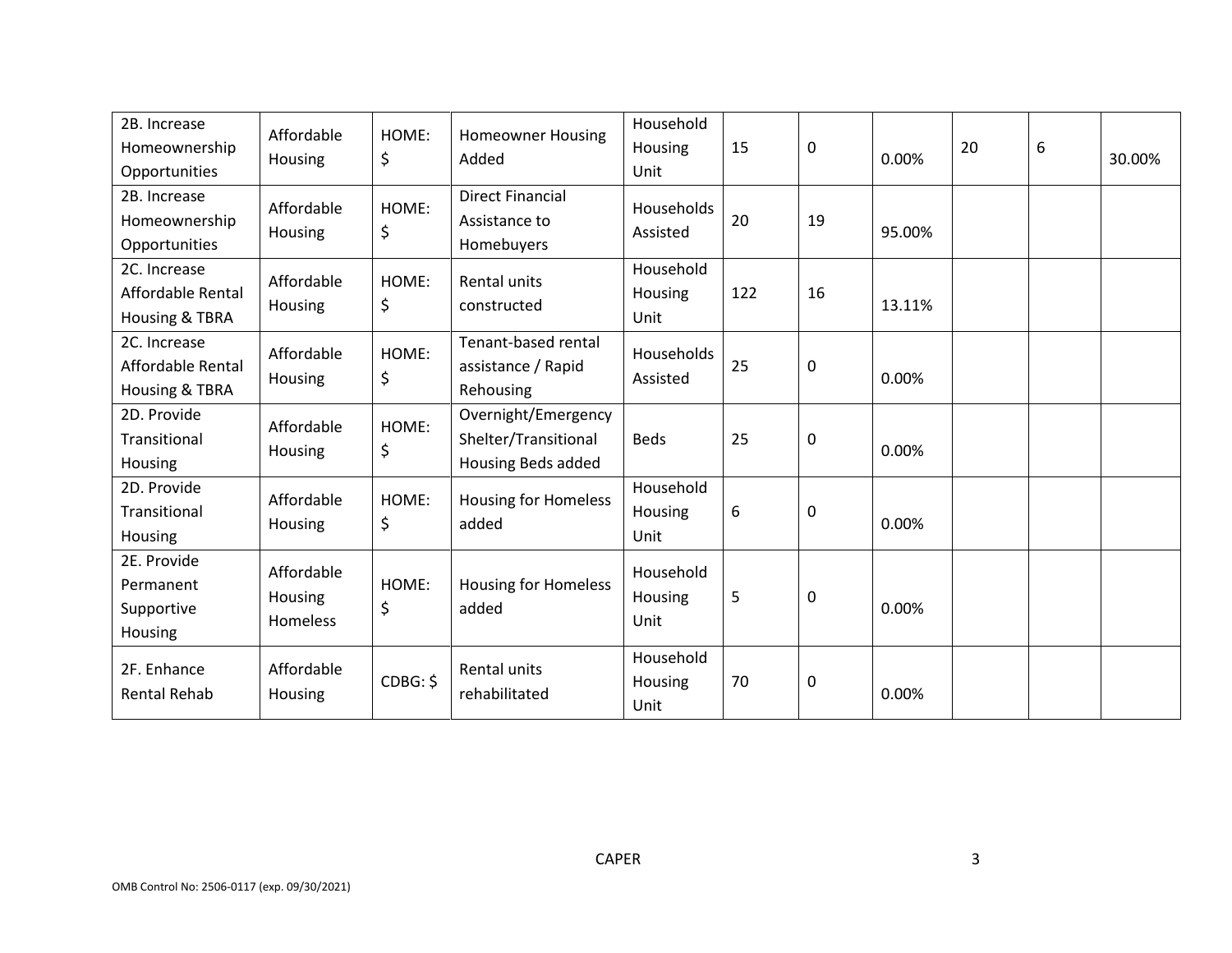| 2B. Increase Homeownership Opportunities | Affordable Housing | HOME: $ | Homeowner Housing Added | Household Housing Unit | 15 | 0 | 0.00% | 20 | 6 | 30.00% |
|---|---|---|---|---|---|---|---|---|---|---|
| 2B. Increase Homeownership Opportunities | Affordable Housing | HOME: $ | Direct Financial Assistance to Homebuyers | Households Assisted | 20 | 19 | 95.00% | | | |
| 2C. Increase Affordable Rental Housing & TBRA | Affordable Housing | HOME: $ | Rental units constructed | Household Housing Unit | 122 | 16 | 13.11% | | | |
| 2C. Increase Affordable Rental Housing & TBRA | Affordable Housing | HOME: $ | Tenant-based rental assistance / Rapid Rehousing | Households Assisted | 25 | 0 | 0.00% | | | |
| 2D. Provide Transitional Housing | Affordable Housing | HOME: $ | Overnight/Emergency Shelter/Transitional Housing Beds added | Beds | 25 | 0 | 0.00% | | | |
| 2D. Provide Transitional Housing | Affordable Housing | HOME: $ | Housing for Homeless added | Household Housing Unit | 6 | 0 | 0.00% | | | |
| 2E. Provide Permanent Supportive Housing | Affordable Housing Homeless | HOME: $ | Housing for Homeless added | Household Housing Unit | 5 | 0 | 0.00% | | | |
| 2F. Enhance Rental Rehab | Affordable Housing | CDBG: $ | Rental units rehabilitated | Household Housing Unit | 70 | 0 | 0.00% | | | |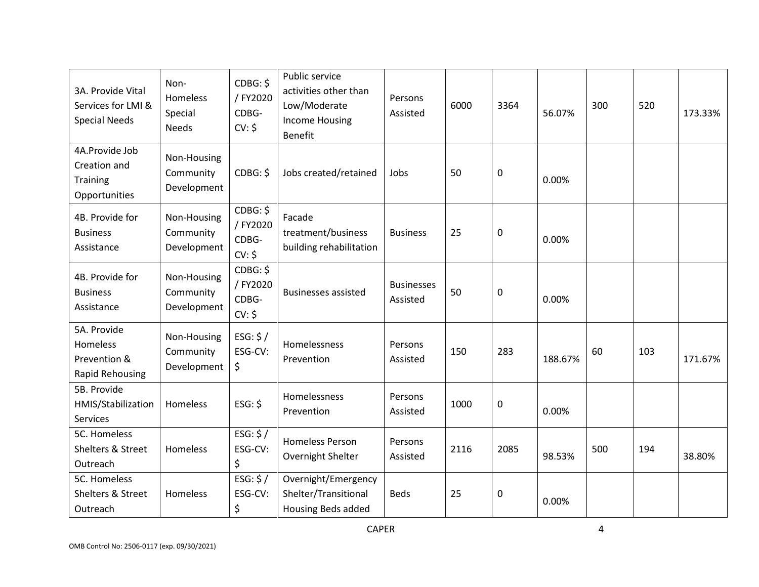| | | | | | | | | | | |
|---|---|---|---|---|---|---|---|---|---|---|
| 3A. Provide Vital Services for LMI & Special Needs | Non-Homeless Special Needs | CDBG: $ / FY2020 CDBG-CV: $ | Public service activities other than Low/Moderate Income Housing Benefit | Persons Assisted | 6000 | 3364 | 56.07% | 300 | 520 | 173.33% |
| 4A.Provide Job Creation and Training Opportunities | Non-Housing Community Development | CDBG: $ | Jobs created/retained | Jobs | 50 | 0 | 0.00% | | | |
| 4B. Provide for Business Assistance | Non-Housing Community Development | CDBG: $ / FY2020 CDBG-CV: $ | Facade treatment/business building rehabilitation | Business | 25 | 0 | 0.00% | | | |
| 4B. Provide for Business Assistance | Non-Housing Community Development | CDBG: $ / FY2020 CDBG-CV: $ | Businesses assisted | Businesses Assisted | 50 | 0 | 0.00% | | | |
| 5A. Provide Homeless Prevention & Rapid Rehousing | Non-Housing Community Development | ESG: $ / ESG-CV: $ | Homelessness Prevention | Persons Assisted | 150 | 283 | 188.67% | 60 | 103 | 171.67% |
| 5B. Provide HMIS/Stabilization Services | Homeless | ESG: $ | Homelessness Prevention | Persons Assisted | 1000 | 0 | 0.00% | | | |
| 5C. Homeless Shelters & Street Outreach | Homeless | ESG: $ / ESG-CV: $ | Homeless Person Overnight Shelter | Persons Assisted | 2116 | 2085 | 98.53% | 500 | 194 | 38.80% |
| 5C. Homeless Shelters & Street Outreach | Homeless | ESG: $ / ESG-CV: $ | Overnight/Emergency Shelter/Transitional Housing Beds added | Beds | 25 | 0 | 0.00% | | | |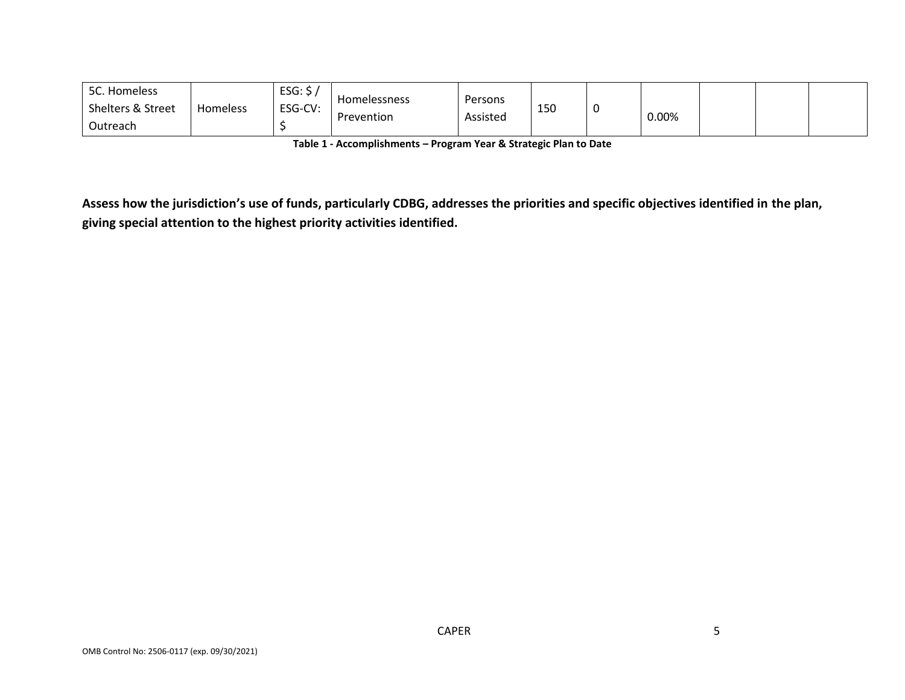| | | | | | | | | | | |
|---|---|---|---|---|---|---|---|---|---|---|
| 5C. Homeless Shelters & Street Outreach | Homeless | ESG: $ / ESG-CV: $ | Homelessness Prevention | Persons Assisted | 150 | 0 | 0.00% | | | |

Table 1 - Accomplishments – Program Year & Strategic Plan to Date

**Assess how the jurisdiction's use of funds, particularly CDBG, addresses the priorities and specific objectives identified in the plan, giving special attention to the highest priority activities identified.**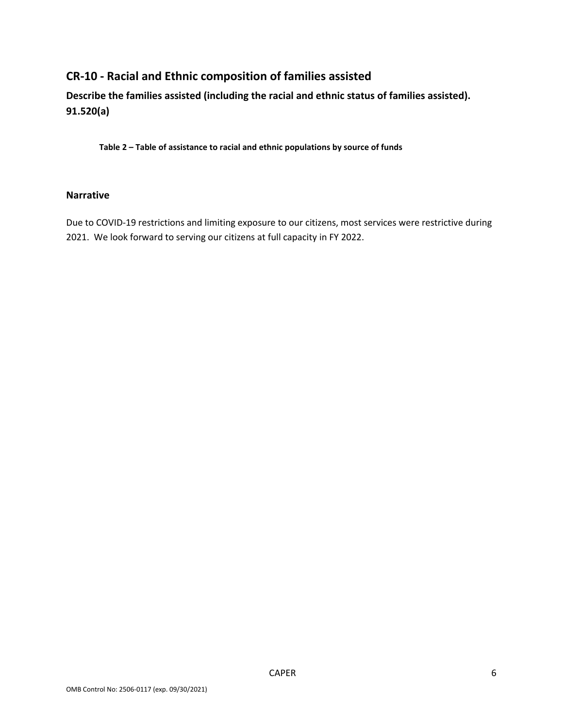## CR-10 - Racial and Ethnic composition of families assisted

### Describe the families assisted (including the racial and ethnic status of families assisted). 91.520(a)

**Table 2 – Table of assistance to racial and ethnic populations by source of funds**

### Narrative

Due to COVID-19 restrictions and limiting exposure to our citizens, most services were restrictive during 2021. We look forward to serving our citizens at full capacity in FY 2022.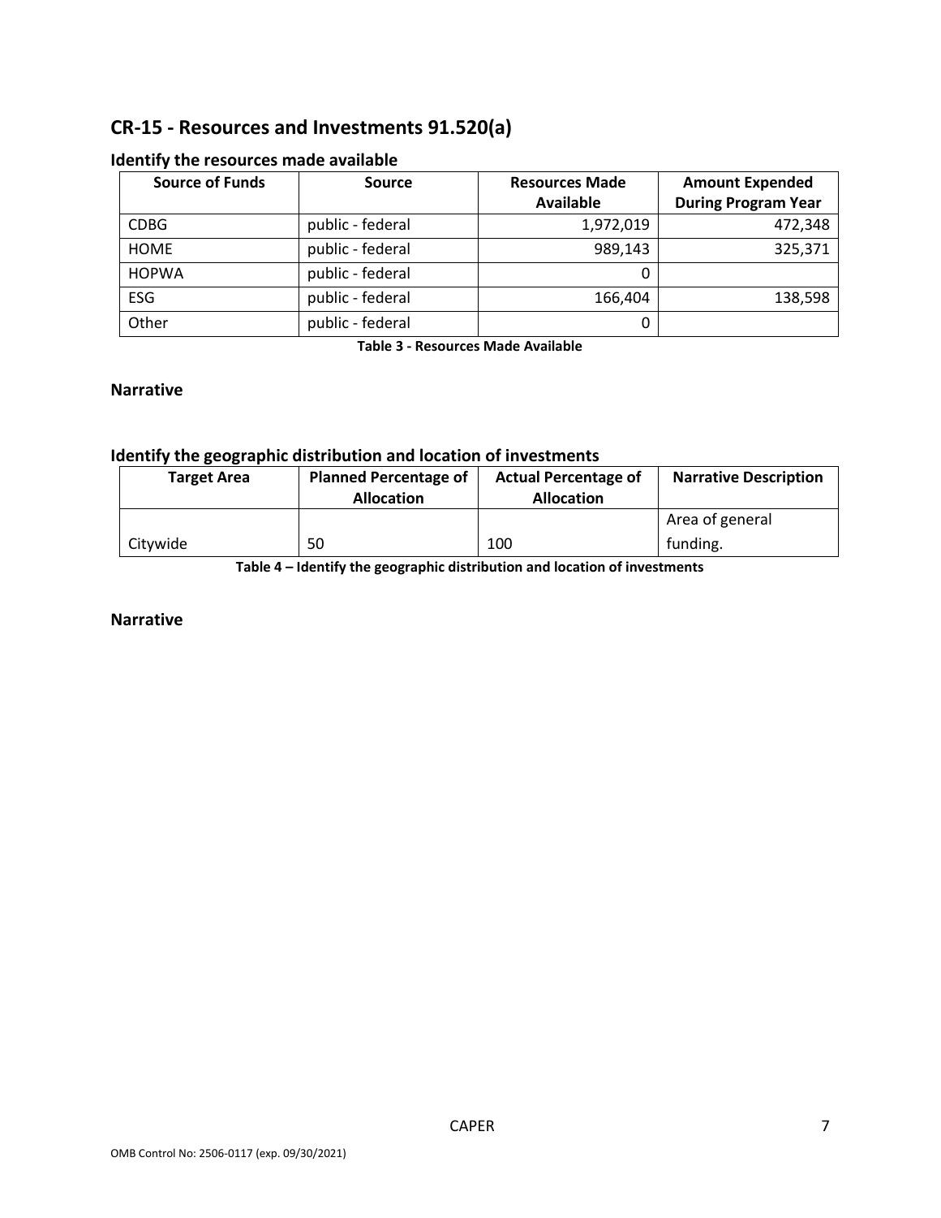## CR-15 - Resources and Investments 91.520(a)

### Identify the resources made available

| Source of Funds | Source | Resources Made Available | Amount Expended During Program Year |
|---|---|---|---|
| CDBG | public - federal | 1,972,019 | 472,348 |
| HOME | public - federal | 989,143 | 325,371 |
| HOPWA | public - federal | 0 | |
| ESG | public - federal | 166,404 | 138,598 |
| Other | public - federal | 0 | |

**Table 3 - Resources Made Available**

### Narrative

### Identify the geographic distribution and location of investments

| Target Area | Planned Percentage of Allocation | Actual Percentage of Allocation | Narrative Description |
|---|---|---|---|
| Citywide | 50 | 100 | Area of general funding. |

**Table 4 – Identify the geographic distribution and location of investments**

### Narrative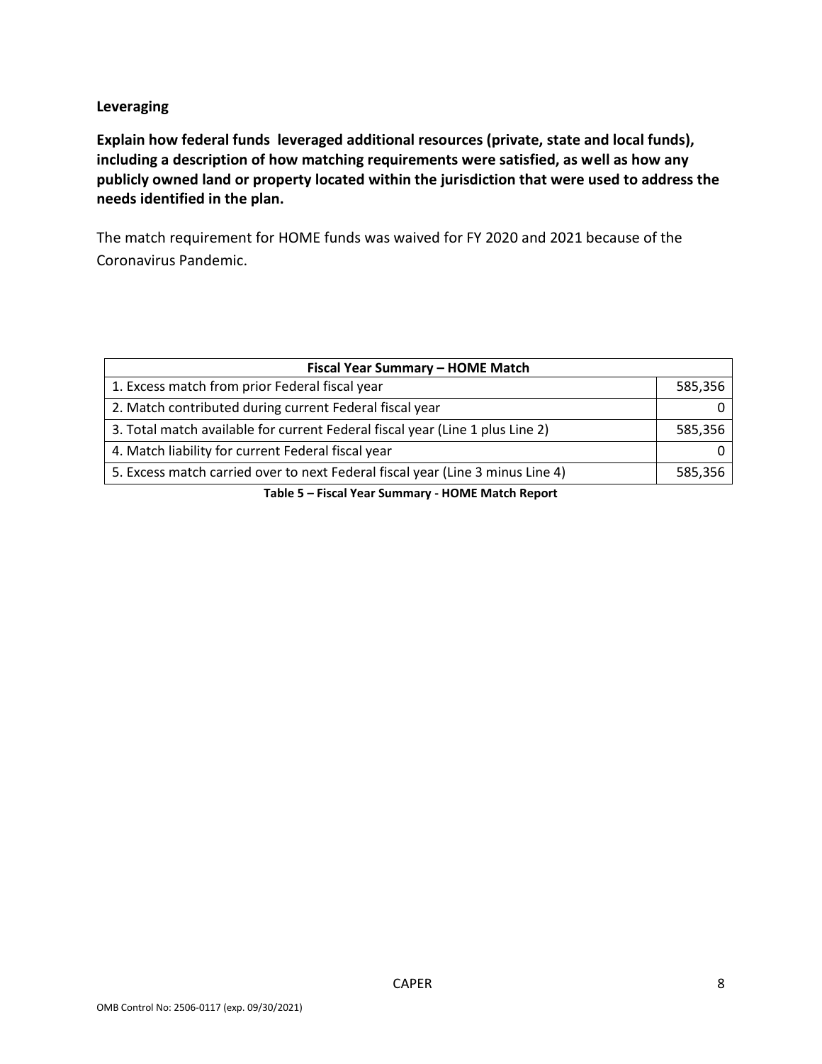**Leveraging**

**Explain how federal funds leveraged additional resources (private, state and local funds), including a description of how matching requirements were satisfied, as well as how any publicly owned land or property located within the jurisdiction that were used to address the needs identified in the plan.**

The match requirement for HOME funds was waived for FY 2020 and 2021 because of the Coronavirus Pandemic.

| Fiscal Year Summary – HOME Match | |
|---|---|
| 1. Excess match from prior Federal fiscal year | 585,356 |
| 2. Match contributed during current Federal fiscal year | 0 |
| 3. Total match available for current Federal fiscal year (Line 1 plus Line 2) | 585,356 |
| 4. Match liability for current Federal fiscal year | 0 |
| 5. Excess match carried over to next Federal fiscal year (Line 3 minus Line 4) | 585,356 |

**Table 5 – Fiscal Year Summary - HOME Match Report**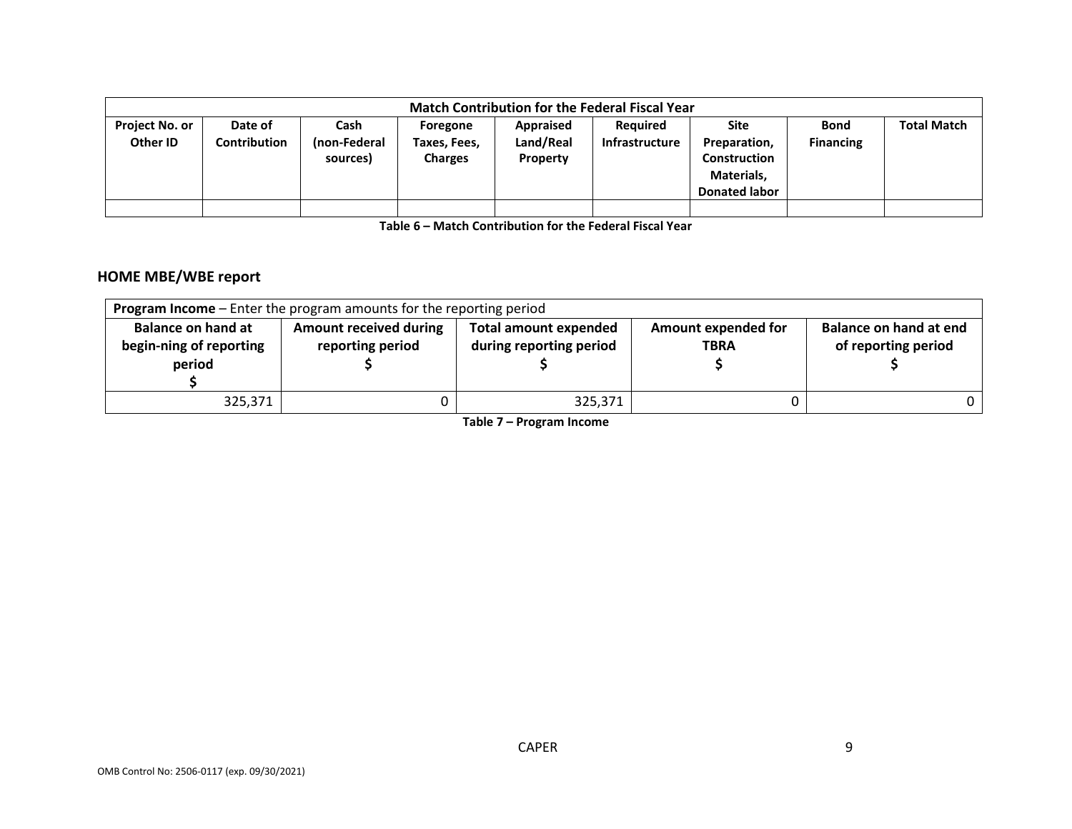| Match Contribution for the Federal Fiscal Year | | | | | | | | |
|---|---|---|---|---|---|---|---|---|
| Project No. or Other ID | Date of Contribution | Cash (non-Federal sources) | Foregone Taxes, Fees, Charges | Appraised Land/Real Property | Required Infrastructure | Site Preparation, Construction Materials, Donated labor | Bond Financing | Total Match |
| | | | | | | | | |

**Table 6 – Match Contribution for the Federal Fiscal Year**

## HOME MBE/WBE report

| **Program Income** – Enter the program amounts for the reporting period | | | | |
|---|---|---|---|---|
| **Balance on hand at begin-ning of reporting period $** | **Amount received during reporting period $** | **Total amount expended during reporting period $** | **Amount expended for TBRA $** | **Balance on hand at end of reporting period $** |
| 325,371 | 0 | 325,371 | 0 | 0 |

**Table 7 – Program Income**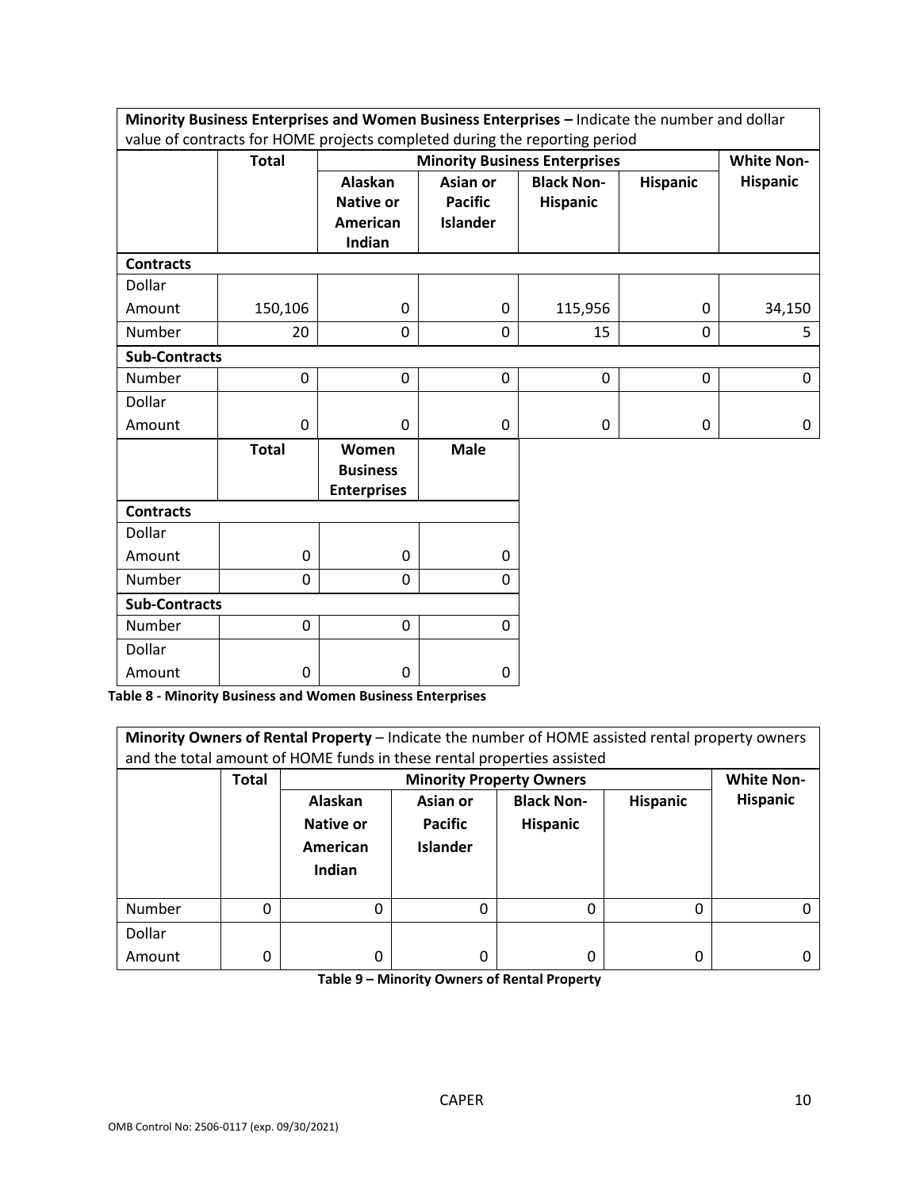**Minority Business Enterprises and Women Business Enterprises –** Indicate the number and dollar value of contracts for HOME projects completed during the reporting period

| | Total | Minority Business Enterprises | | | | White Non-Hispanic |
|---|---|---|---|---|---|---|
| | | Alaskan Native or American Indian | Asian or Pacific Islander | Black Non-Hispanic | Hispanic | |
| **Contracts** | | | | | | |
| Dollar Amount | 150,106 | 0 | 0 | 115,956 | 0 | 34,150 |
| Number | 20 | 0 | 0 | 15 | 0 | 5 |
| **Sub-Contracts** | | | | | | |
| Number | 0 | 0 | 0 | 0 | 0 | 0 |
| Dollar Amount | 0 | 0 | 0 | 0 | 0 | 0 |

| | Total | Women Business Enterprises | Male |
|---|---|---|---|
| **Contracts** | | | |
| Dollar Amount | 0 | 0 | 0 |
| Number | 0 | 0 | 0 |
| **Sub-Contracts** | | | |
| Number | 0 | 0 | 0 |
| Dollar Amount | 0 | 0 | 0 |

**Table 8 - Minority Business and Women Business Enterprises**

**Minority Owners of Rental Property** – Indicate the number of HOME assisted rental property owners and the total amount of HOME funds in these rental properties assisted

| | Total | Minority Property Owners | | | | White Non-Hispanic |
|---|---|---|---|---|---|---|
| | | Alaskan Native or American Indian | Asian or Pacific Islander | Black Non-Hispanic | Hispanic | |
| Number | 0 | 0 | 0 | 0 | 0 | 0 |
| Dollar Amount | 0 | 0 | 0 | 0 | 0 | 0 |

**Table 9 – Minority Owners of Rental Property**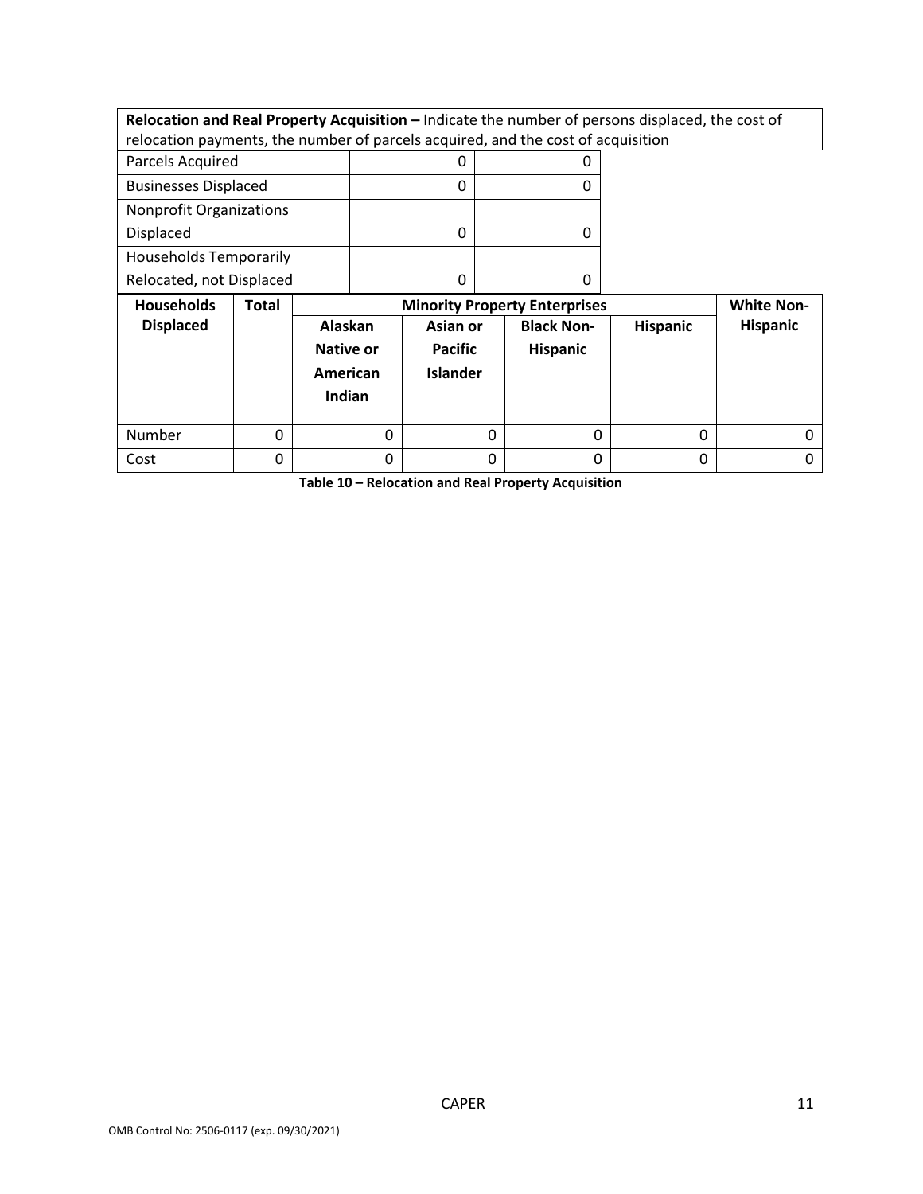**Relocation and Real Property Acquisition –** Indicate the number of persons displaced, the cost of relocation payments, the number of parcels acquired, and the cost of acquisition

| | | |
|---|---|---|
| Parcels Acquired | 0 | 0 |
| Businesses Displaced | 0 | 0 |
| Nonprofit Organizations Displaced | 0 | 0 |
| Households Temporarily Relocated, not Displaced | 0 | 0 |

| **Households Displaced** | **Total** | **Minority Property Enterprises** | | | | **White Non-Hispanic** |
|---|---|---|---|---|---|---|
| | | **Alaskan Native or American Indian** | **Asian or Pacific Islander** | **Black Non-Hispanic** | **Hispanic** | |
| Number | 0 | 0 | 0 | 0 | 0 | 0 |
| Cost | 0 | 0 | 0 | 0 | 0 | 0 |

**Table 10 – Relocation and Real Property Acquisition**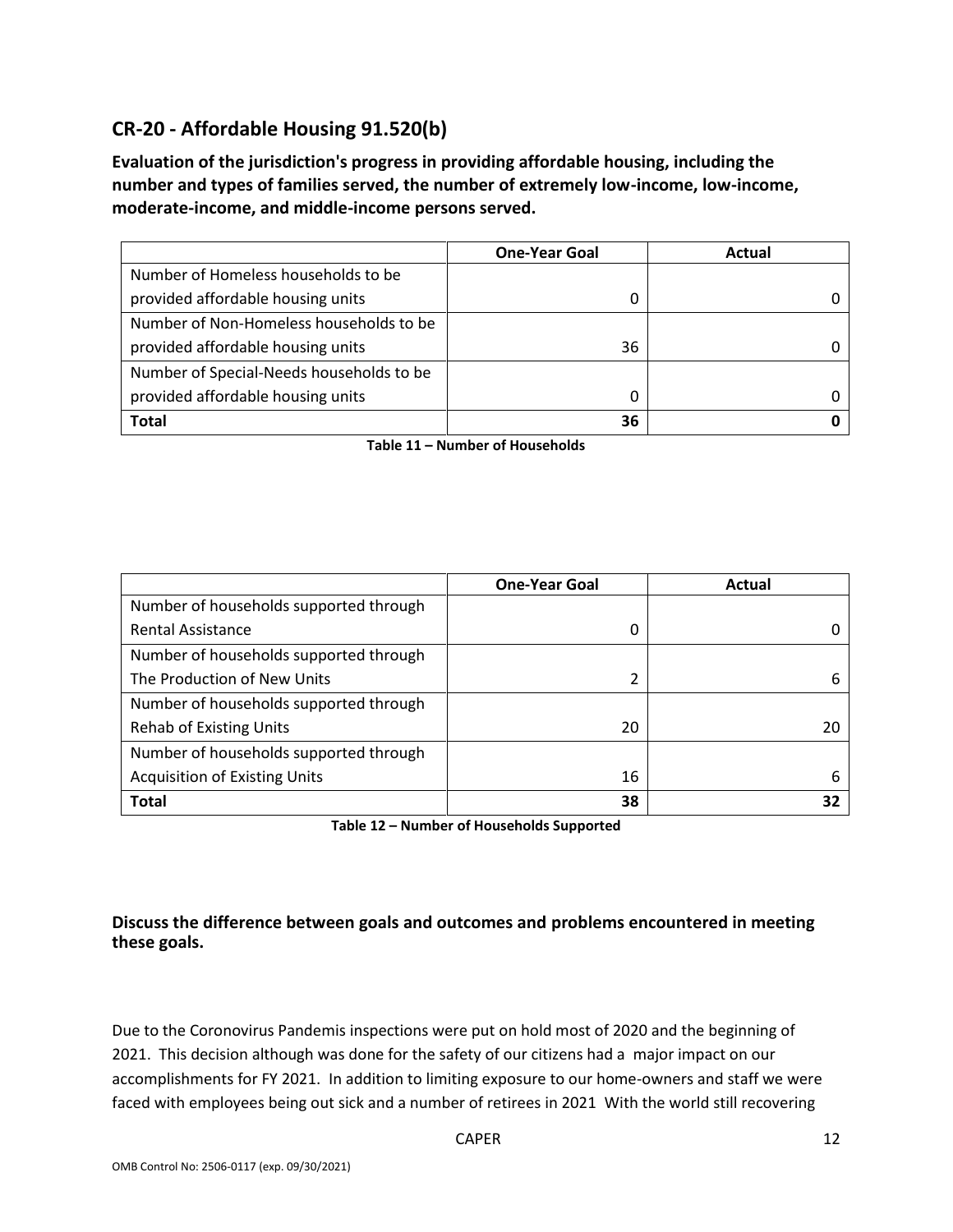## CR-20 - Affordable Housing 91.520(b)

**Evaluation of the jurisdiction's progress in providing affordable housing, including the number and types of families served, the number of extremely low-income, low-income, moderate-income, and middle-income persons served.**

| | One-Year Goal | Actual |
|---|---|---|
| Number of Homeless households to be provided affordable housing units | 0 | 0 |
| Number of Non-Homeless households to be provided affordable housing units | 36 | 0 |
| Number of Special-Needs households to be provided affordable housing units | 0 | 0 |
| **Total** | **36** | **0** |

**Table 11 – Number of Households**

| | One-Year Goal | Actual |
|---|---|---|
| Number of households supported through Rental Assistance | 0 | 0 |
| Number of households supported through The Production of New Units | 2 | 6 |
| Number of households supported through Rehab of Existing Units | 20 | 20 |
| Number of households supported through Acquisition of Existing Units | 16 | 6 |
| **Total** | **38** | **32** |

**Table 12 – Number of Households Supported**

**Discuss the difference between goals and outcomes and problems encountered in meeting these goals.**

Due to the Coronovirus Pandemis inspections were put on hold most of 2020 and the beginning of 2021. This decision although was done for the safety of our citizens had a major impact on our accomplishments for FY 2021. In addition to limiting exposure to our home-owners and staff we were faced with employees being out sick and a number of retirees in 2021 With the world still recovering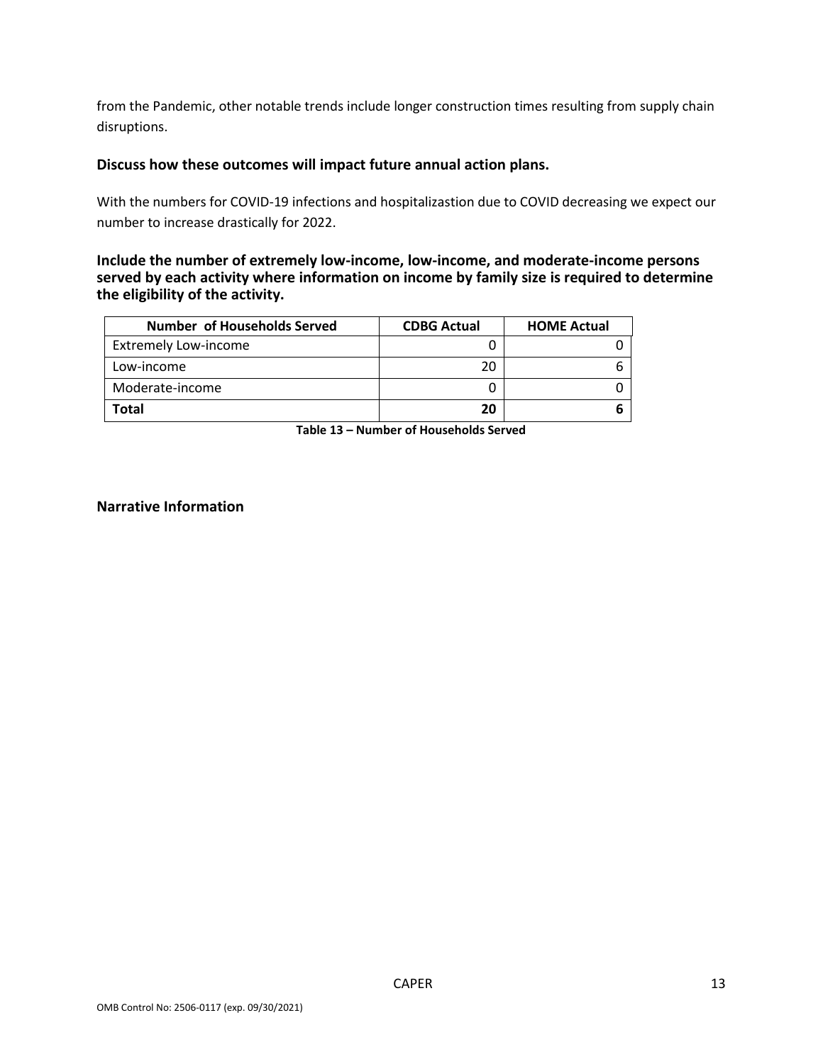from the Pandemic, other notable trends include longer construction times resulting from supply chain disruptions.

**Discuss how these outcomes will impact future annual action plans.**

With the numbers for COVID-19 infections and hospitalizastion due to COVID decreasing we expect our number to increase drastically for 2022.

**Include the number of extremely low-income, low-income, and moderate-income persons served by each activity where information on income by family size is required to determine the eligibility of the activity.**

| Number of Households Served | CDBG Actual | HOME Actual |
|---|---|---|
| Extremely Low-income | 0 | 0 |
| Low-income | 20 | 6 |
| Moderate-income | 0 | 0 |
| **Total** | **20** | **6** |

**Table 13 – Number of Households Served**

**Narrative Information**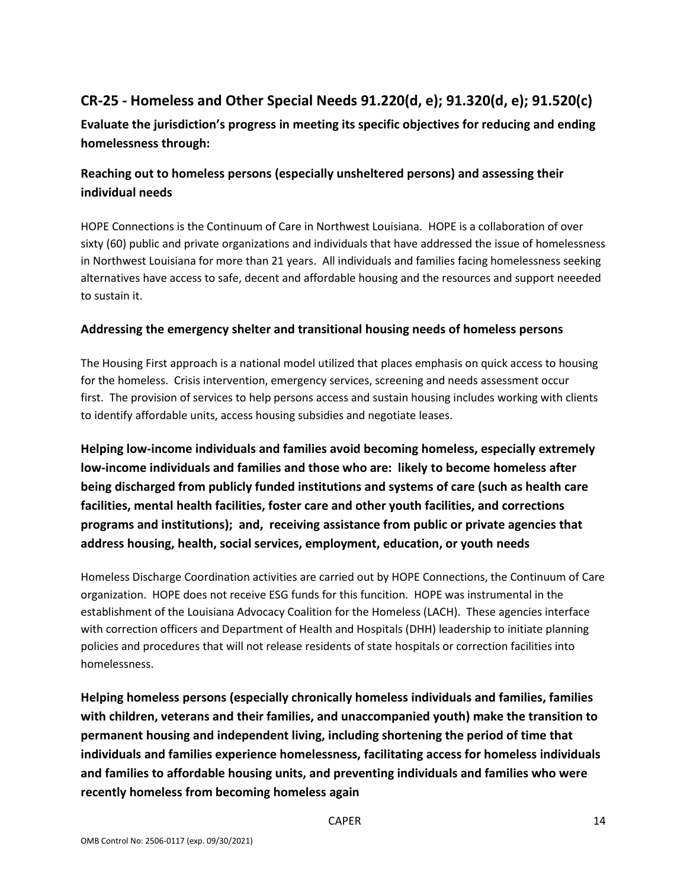## CR-25 - Homeless and Other Special Needs 91.220(d, e); 91.320(d, e); 91.520(c)

**Evaluate the jurisdiction's progress in meeting its specific objectives for reducing and ending homelessness through:**

### Reaching out to homeless persons (especially unsheltered persons) and assessing their individual needs

HOPE Connections is the Continuum of Care in Northwest Louisiana. HOPE is a collaboration of over sixty (60) public and private organizations and individuals that have addressed the issue of homelessness in Northwest Louisiana for more than 21 years. All individuals and families facing homelessness seeking alternatives have access to safe, decent and affordable housing and the resources and support neeeded to sustain it.

### Addressing the emergency shelter and transitional housing needs of homeless persons

The Housing First approach is a national model utilized that places emphasis on quick access to housing for the homeless. Crisis intervention, emergency services, screening and needs assessment occur first. The provision of services to help persons access and sustain housing includes working with clients to identify affordable units, access housing subsidies and negotiate leases.

### Helping low-income individuals and families avoid becoming homeless, especially extremely low-income individuals and families and those who are: likely to become homeless after being discharged from publicly funded institutions and systems of care (such as health care facilities, mental health facilities, foster care and other youth facilities, and corrections programs and institutions); and, receiving assistance from public or private agencies that address housing, health, social services, employment, education, or youth needs

Homeless Discharge Coordination activities are carried out by HOPE Connections, the Continuum of Care organization. HOPE does not receive ESG funds for this funcition. HOPE was instrumental in the establishment of the Louisiana Advocacy Coalition for the Homeless (LACH). These agencies interface with correction officers and Department of Health and Hospitals (DHH) leadership to initiate planning policies and procedures that will not release residents of state hospitals or correction facilities into homelessness.

### Helping homeless persons (especially chronically homeless individuals and families, families with children, veterans and their families, and unaccompanied youth) make the transition to permanent housing and independent living, including shortening the period of time that individuals and families experience homelessness, facilitating access for homeless individuals and families to affordable housing units, and preventing individuals and families who were recently homeless from becoming homeless again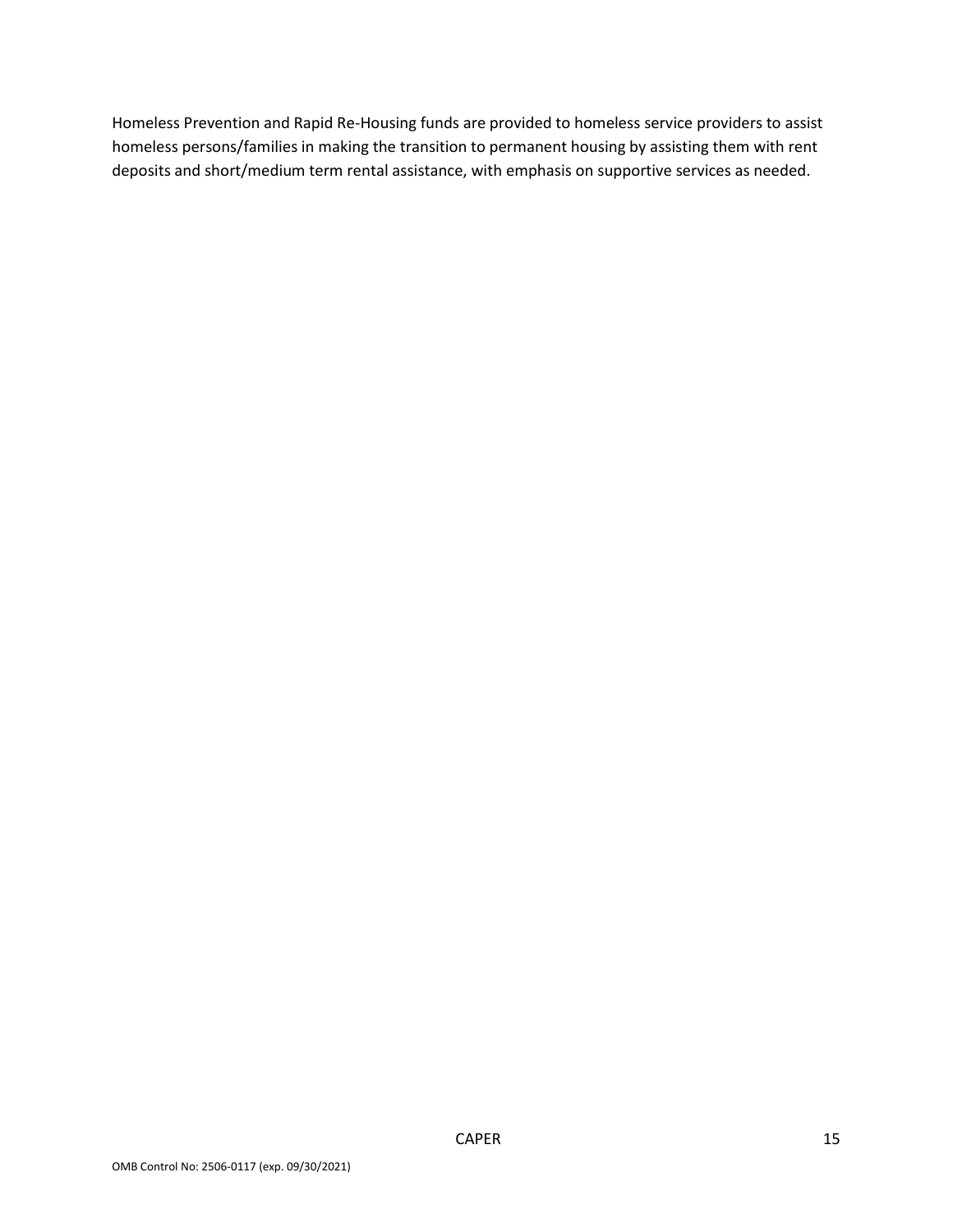Homeless Prevention and Rapid Re-Housing funds are provided to homeless service providers to assist homeless persons/families in making the transition to permanent housing by assisting them with rent deposits and short/medium term rental assistance, with emphasis on supportive services as needed.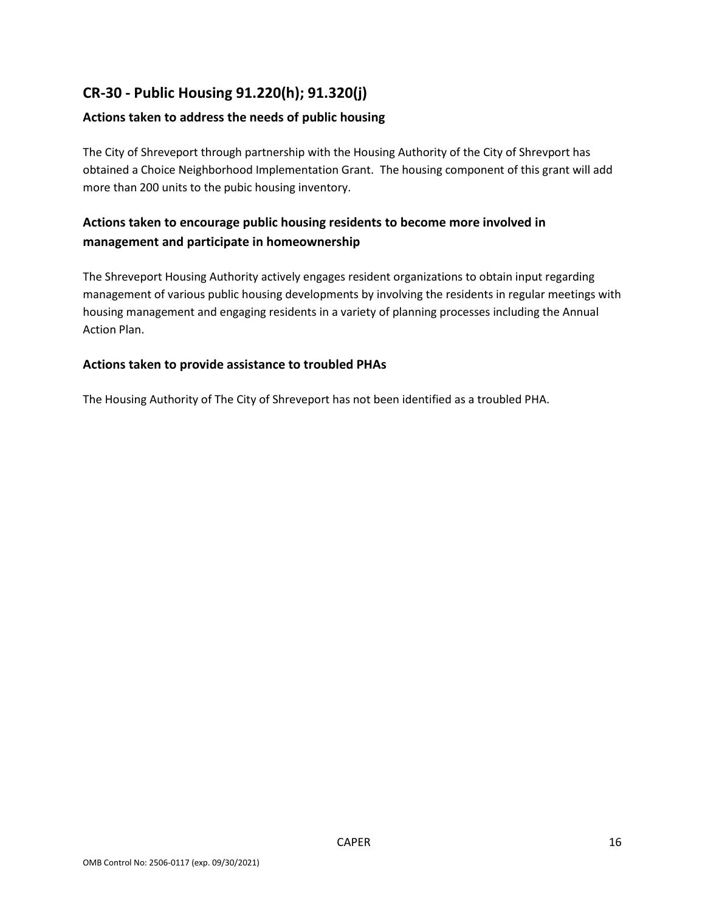## CR-30 - Public Housing 91.220(h); 91.320(j)

### Actions taken to address the needs of public housing

The City of Shreveport through partnership with the Housing Authority of the City of Shrevport has obtained a Choice Neighborhood Implementation Grant. The housing component of this grant will add more than 200 units to the pubic housing inventory.

### Actions taken to encourage public housing residents to become more involved in management and participate in homeownership

The Shreveport Housing Authority actively engages resident organizations to obtain input regarding management of various public housing developments by involving the residents in regular meetings with housing management and engaging residents in a variety of planning processes including the Annual Action Plan.

### Actions taken to provide assistance to troubled PHAs

The Housing Authority of The City of Shreveport has not been identified as a troubled PHA.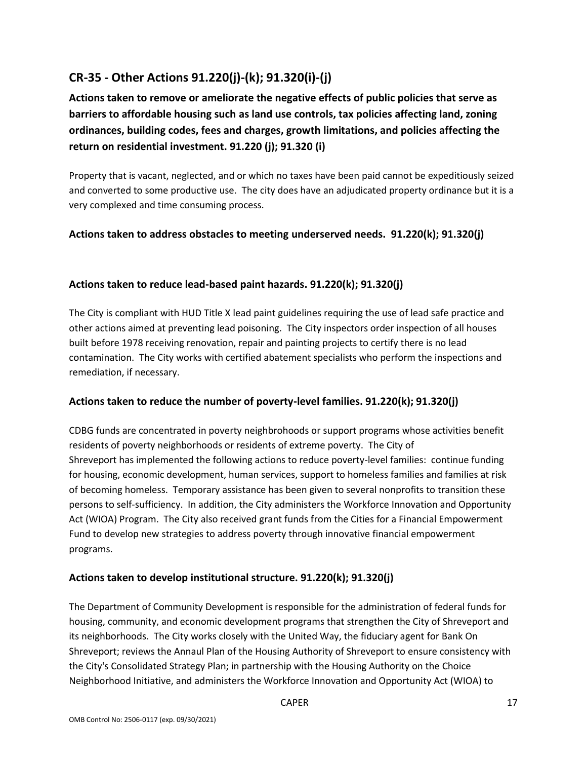## CR-35 - Other Actions 91.220(j)-(k); 91.320(i)-(j)

**Actions taken to remove or ameliorate the negative effects of public policies that serve as barriers to affordable housing such as land use controls, tax policies affecting land, zoning ordinances, building codes, fees and charges, growth limitations, and policies affecting the return on residential investment. 91.220 (j); 91.320 (i)**

Property that is vacant, neglected, and or which no taxes have been paid cannot be expeditiously seized and converted to some productive use. The city does have an adjudicated property ordinance but it is a very complexed and time consuming process.

**Actions taken to address obstacles to meeting underserved needs. 91.220(k); 91.320(j)**

**Actions taken to reduce lead-based paint hazards. 91.220(k); 91.320(j)**

The City is compliant with HUD Title X lead paint guidelines requiring the use of lead safe practice and other actions aimed at preventing lead poisoning. The City inspectors order inspection of all houses built before 1978 receiving renovation, repair and painting projects to certify there is no lead contamination. The City works with certified abatement specialists who perform the inspections and remediation, if necessary.

**Actions taken to reduce the number of poverty-level families. 91.220(k); 91.320(j)**

CDBG funds are concentrated in poverty neighbrohoods or support programs whose activities benefit residents of poverty neighborhoods or residents of extreme poverty. The City of Shreveport has implemented the following actions to reduce poverty-level families: continue funding for housing, economic development, human services, support to homeless families and families at risk of becoming homeless. Temporary assistance has been given to several nonprofits to transition these persons to self-sufficiency. In addition, the City administers the Workforce Innovation and Opportunity Act (WIOA) Program. The City also received grant funds from the Cities for a Financial Empowerment Fund to develop new strategies to address poverty through innovative financial empowerment programs.

**Actions taken to develop institutional structure. 91.220(k); 91.320(j)**

The Department of Community Development is responsible for the administration of federal funds for housing, community, and economic development programs that strengthen the City of Shreveport and its neighborhoods. The City works closely with the United Way, the fiduciary agent for Bank On Shreveport; reviews the Annaul Plan of the Housing Authority of Shreveport to ensure consistency with the City's Consolidated Strategy Plan; in partnership with the Housing Authority on the Choice Neighborhood Initiative, and administers the Workforce Innovation and Opportunity Act (WIOA) to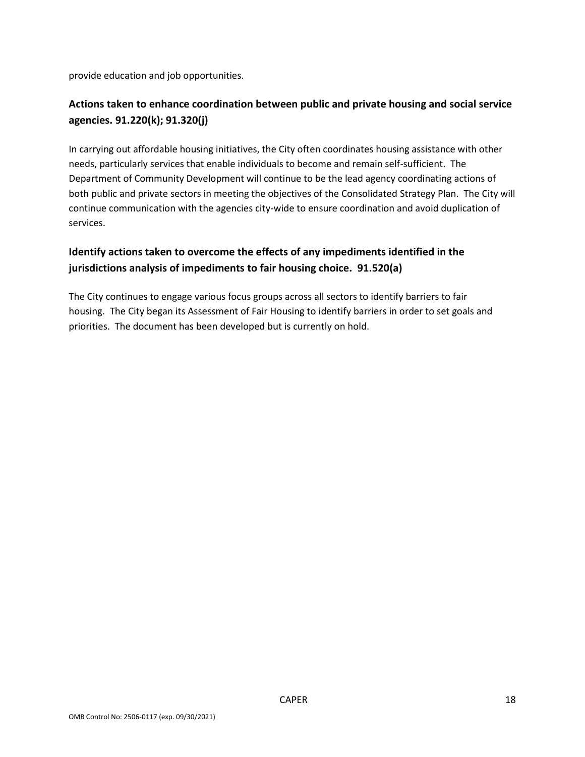provide education and job opportunities.

## Actions taken to enhance coordination between public and private housing and social service agencies. 91.220(k); 91.320(j)

In carrying out affordable housing initiatives, the City often coordinates housing assistance with other needs, particularly services that enable individuals to become and remain self-sufficient. The Department of Community Development will continue to be the lead agency coordinating actions of both public and private sectors in meeting the objectives of the Consolidated Strategy Plan. The City will continue communication with the agencies city-wide to ensure coordination and avoid duplication of services.

## Identify actions taken to overcome the effects of any impediments identified in the jurisdictions analysis of impediments to fair housing choice. 91.520(a)

The City continues to engage various focus groups across all sectors to identify barriers to fair housing. The City began its Assessment of Fair Housing to identify barriers in order to set goals and priorities. The document has been developed but is currently on hold.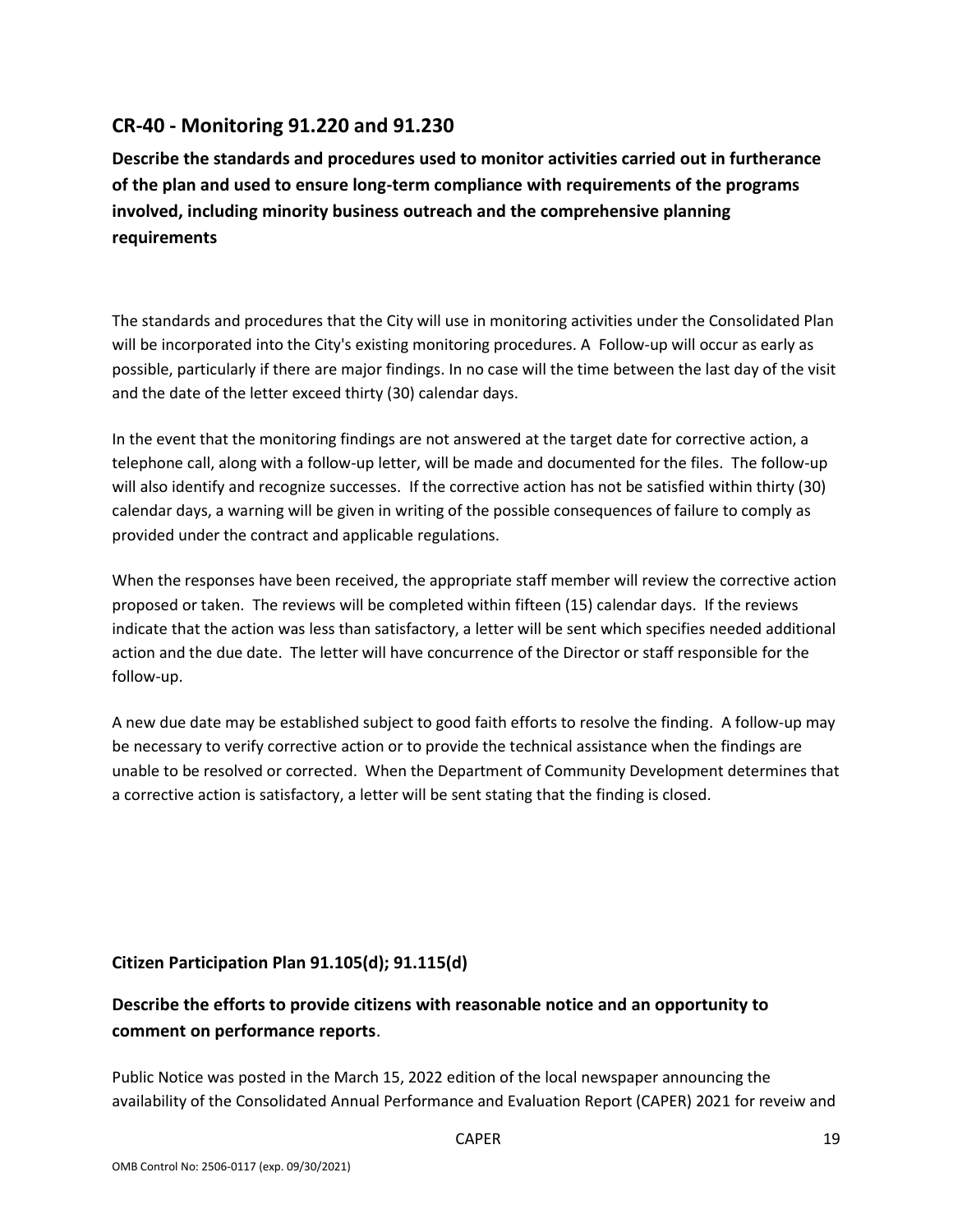## CR-40 - Monitoring 91.220 and 91.230

**Describe the standards and procedures used to monitor activities carried out in furtherance of the plan and used to ensure long-term compliance with requirements of the programs involved, including minority business outreach and the comprehensive planning requirements**

The standards and procedures that the City will use in monitoring activities under the Consolidated Plan will be incorporated into the City's existing monitoring procedures. A Follow-up will occur as early as possible, particularly if there are major findings. In no case will the time between the last day of the visit and the date of the letter exceed thirty (30) calendar days.

In the event that the monitoring findings are not answered at the target date for corrective action, a telephone call, along with a follow-up letter, will be made and documented for the files. The follow-up will also identify and recognize successes. If the corrective action has not be satisfied within thirty (30) calendar days, a warning will be given in writing of the possible consequences of failure to comply as provided under the contract and applicable regulations.

When the responses have been received, the appropriate staff member will review the corrective action proposed or taken. The reviews will be completed within fifteen (15) calendar days. If the reviews indicate that the action was less than satisfactory, a letter will be sent which specifies needed additional action and the due date. The letter will have concurrence of the Director or staff responsible for the follow-up.

A new due date may be established subject to good faith efforts to resolve the finding. A follow-up may be necessary to verify corrective action or to provide the technical assistance when the findings are unable to be resolved or corrected. When the Department of Community Development determines that a corrective action is satisfactory, a letter will be sent stating that the finding is closed.

### Citizen Participation Plan 91.105(d); 91.115(d)

**Describe the efforts to provide citizens with reasonable notice and an opportunity to comment on performance reports**.

Public Notice was posted in the March 15, 2022 edition of the local newspaper announcing the availability of the Consolidated Annual Performance and Evaluation Report (CAPER) 2021 for reveiw and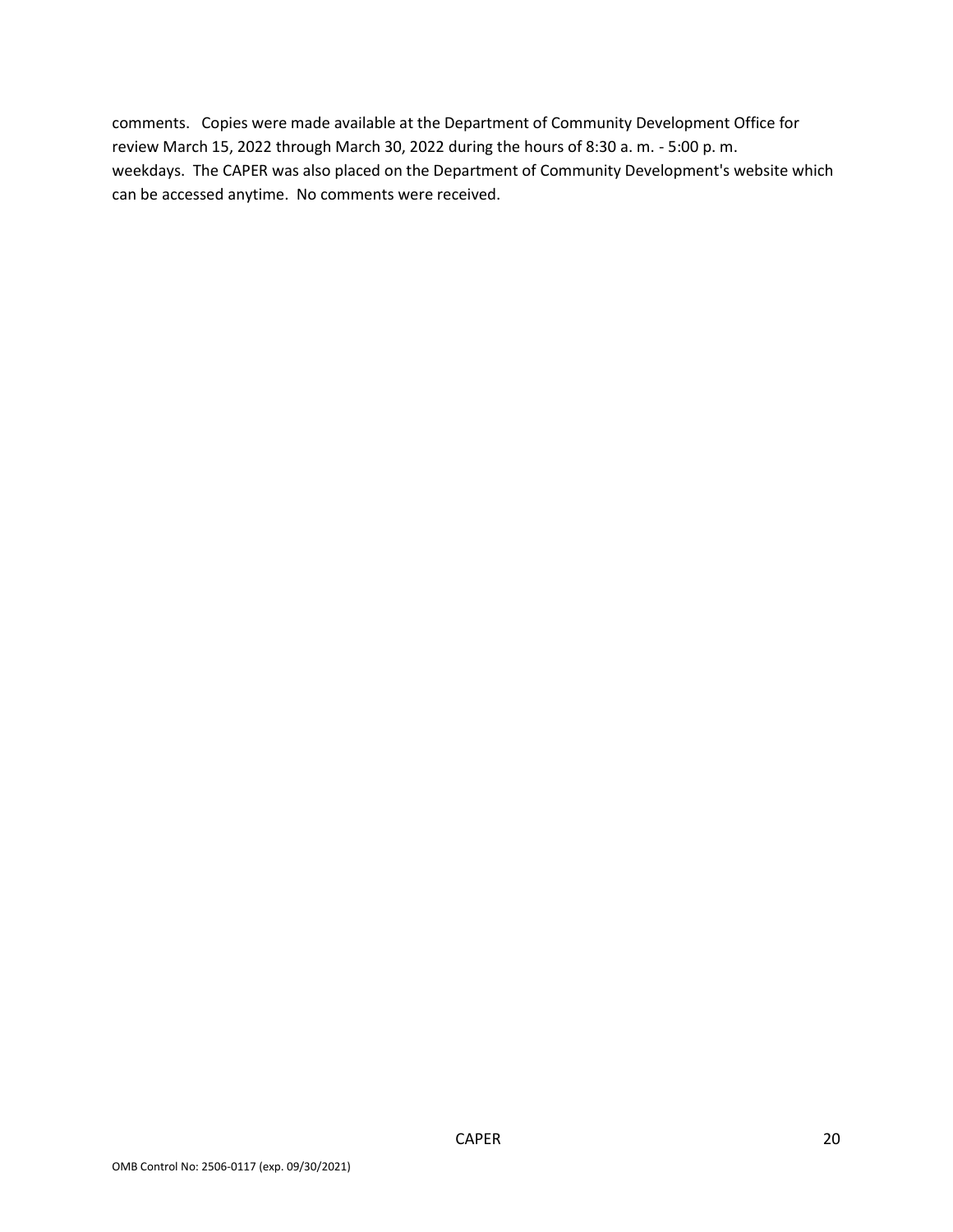comments. Copies were made available at the Department of Community Development Office for review March 15, 2022 through March 30, 2022 during the hours of 8:30 a. m. - 5:00 p. m. weekdays. The CAPER was also placed on the Department of Community Development's website which can be accessed anytime. No comments were received.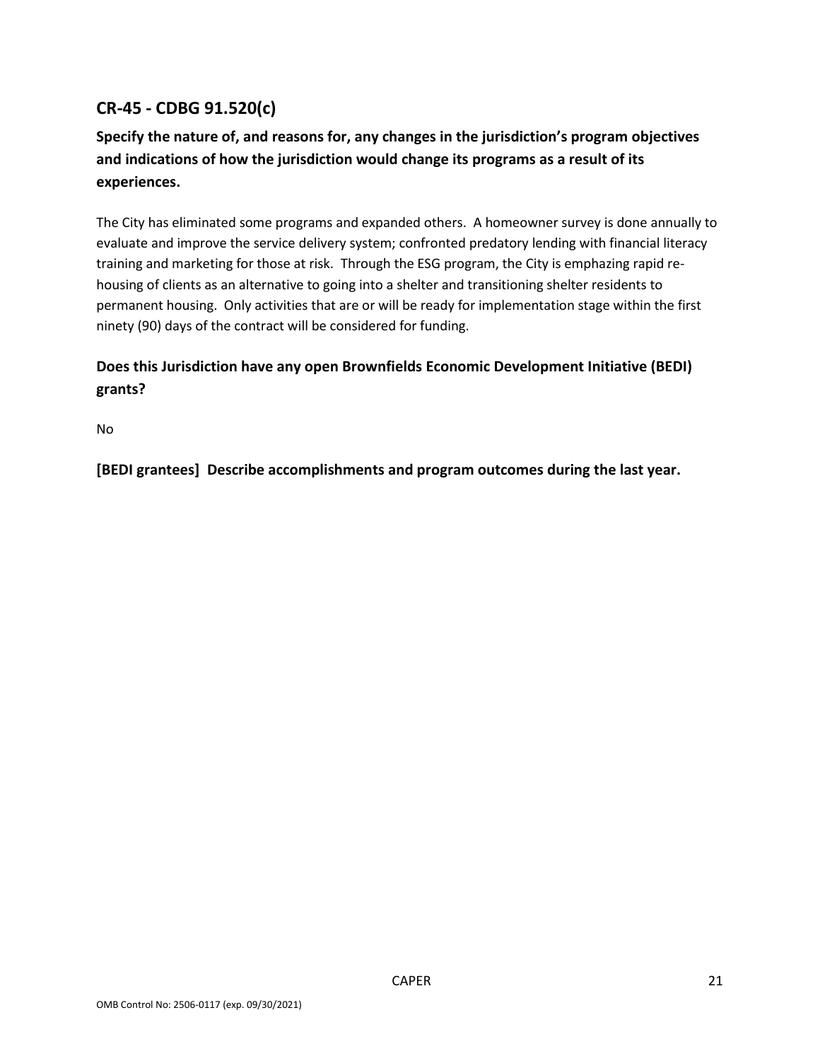## CR-45 - CDBG 91.520(c)

### Specify the nature of, and reasons for, any changes in the jurisdiction's program objectives and indications of how the jurisdiction would change its programs as a result of its experiences.

The City has eliminated some programs and expanded others. A homeowner survey is done annually to evaluate and improve the service delivery system; confronted predatory lending with financial literacy training and marketing for those at risk. Through the ESG program, the City is emphazing rapid re-housing of clients as an alternative to going into a shelter and transitioning shelter residents to permanent housing. Only activities that are or will be ready for implementation stage within the first ninety (90) days of the contract will be considered for funding.

### Does this Jurisdiction have any open Brownfields Economic Development Initiative (BEDI) grants?

No

**[BEDI grantees] Describe accomplishments and program outcomes during the last year.**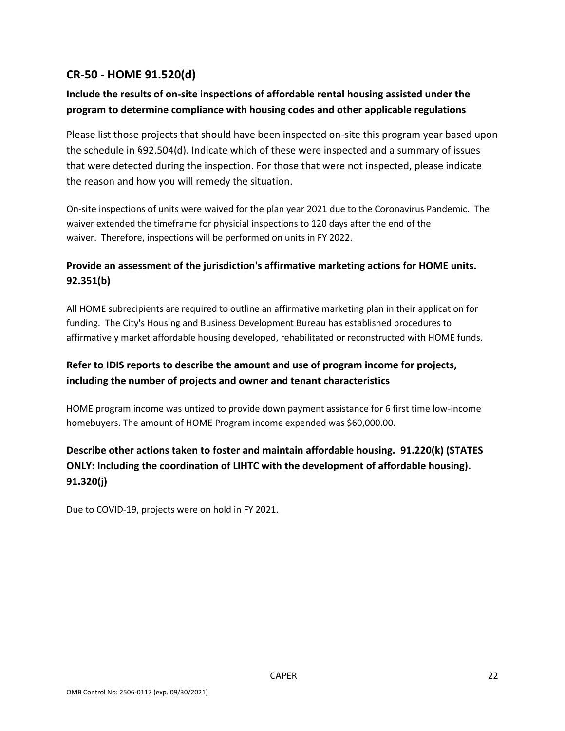## CR-50 - HOME 91.520(d)

### Include the results of on-site inspections of affordable rental housing assisted under the program to determine compliance with housing codes and other applicable regulations

Please list those projects that should have been inspected on-site this program year based upon the schedule in §92.504(d). Indicate which of these were inspected and a summary of issues that were detected during the inspection. For those that were not inspected, please indicate the reason and how you will remedy the situation.

On-site inspections of units were waived for the plan year 2021 due to the Coronavirus Pandemic. The waiver extended the timeframe for physicial inspections to 120 days after the end of the waiver. Therefore, inspections will be performed on units in FY 2022.

### Provide an assessment of the jurisdiction's affirmative marketing actions for HOME units. 92.351(b)

All HOME subrecipients are required to outline an affirmative marketing plan in their application for funding. The City's Housing and Business Development Bureau has established procedures to affirmatively market affordable housing developed, rehabilitated or reconstructed with HOME funds.

### Refer to IDIS reports to describe the amount and use of program income for projects, including the number of projects and owner and tenant characteristics

HOME program income was untized to provide down payment assistance for 6 first time low-income homebuyers. The amount of HOME Program income expended was $60,000.00.

### Describe other actions taken to foster and maintain affordable housing. 91.220(k) (STATES ONLY: Including the coordination of LIHTC with the development of affordable housing). 91.320(j)

Due to COVID-19, projects were on hold in FY 2021.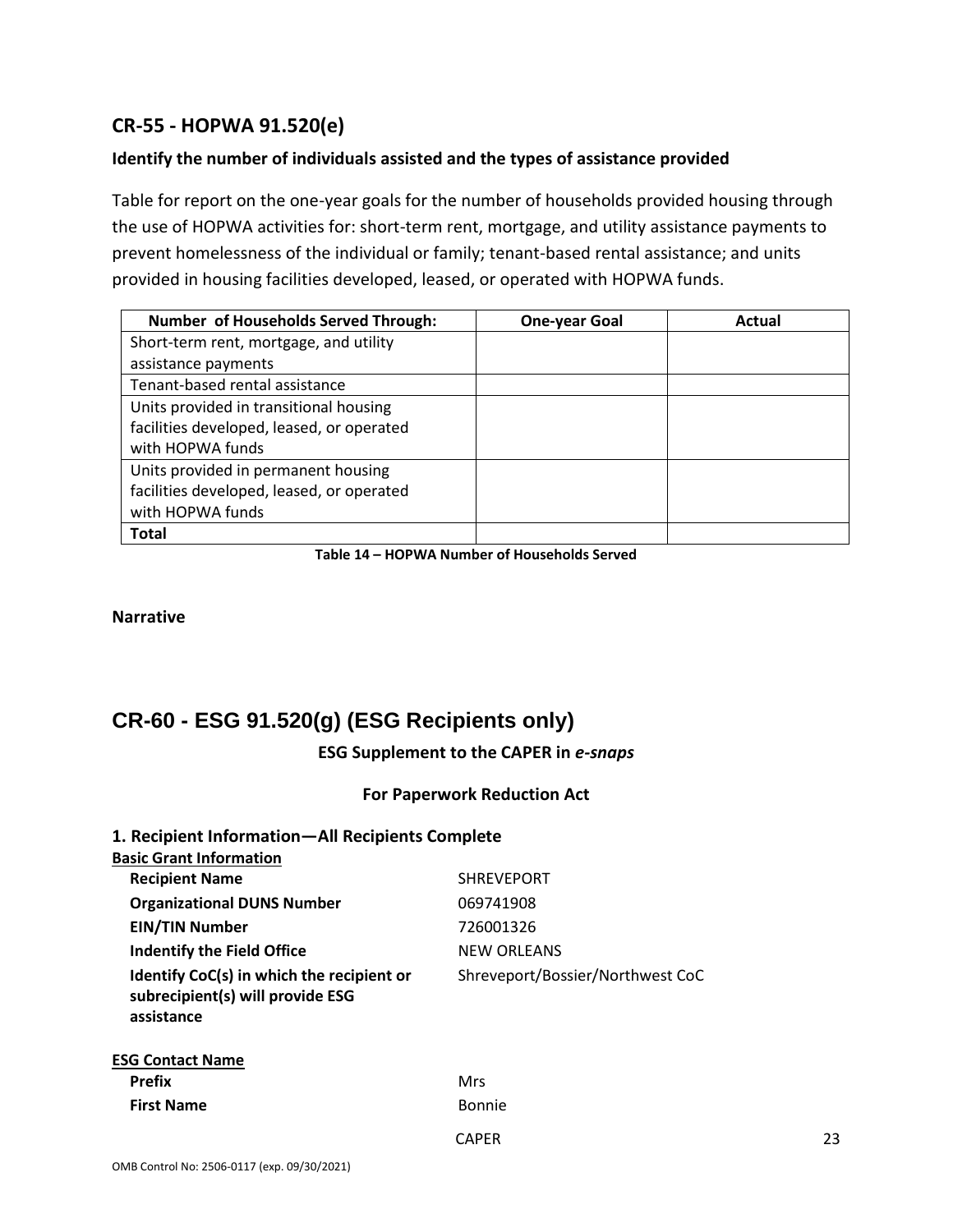## CR-55 - HOPWA 91.520(e)

### Identify the number of individuals assisted and the types of assistance provided

Table for report on the one-year goals for the number of households provided housing through the use of HOPWA activities for: short-term rent, mortgage, and utility assistance payments to prevent homelessness of the individual or family; tenant-based rental assistance; and units provided in housing facilities developed, leased, or operated with HOPWA funds.

| Number of Households Served Through: | One-year Goal | Actual |
|---|---|---|
| Short-term rent, mortgage, and utility assistance payments | | |
| Tenant-based rental assistance | | |
| Units provided in transitional housing facilities developed, leased, or operated with HOPWA funds | | |
| Units provided in permanent housing facilities developed, leased, or operated with HOPWA funds | | |
| **Total** | | |

**Table 14 – HOPWA Number of Households Served**

**Narrative**

# CR-60 - ESG 91.520(g) (ESG Recipients only)

**ESG Supplement to the CAPER in *e-snaps***

**For Paperwork Reduction Act**

### 1. Recipient Information—All Recipients Complete

**Basic Grant Information**

| | |
|---|---|
| **Recipient Name** | SHREVEPORT |
| **Organizational DUNS Number** | 069741908 |
| **EIN/TIN Number** | 726001326 |
| **Indentify the Field Office** | NEW ORLEANS |
| **Identify CoC(s) in which the recipient or subrecipient(s) will provide ESG assistance** | Shreveport/Bossier/Northwest CoC |

**ESG Contact Name**

| | |
|---|---|
| **Prefix** | Mrs |
| **First Name** | Bonnie |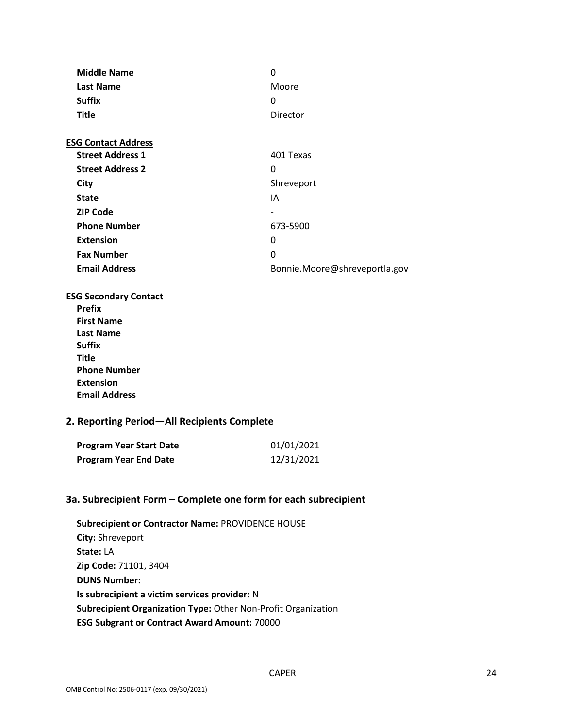| | |
|---|---|
| **Middle Name** | 0 |
| **Last Name** | Moore |
| **Suffix** | 0 |
| **Title** | Director |

**ESG Contact Address**

| | |
|---|---|
| **Street Address 1** | 401 Texas |
| **Street Address 2** | 0 |
| **City** | Shreveport |
| **State** | IA |
| **ZIP Code** | - |
| **Phone Number** | 673-5900 |
| **Extension** | 0 |
| **Fax Number** | 0 |
| **Email Address** | Bonnie.Moore@shreveportla.gov |

**ESG Secondary Contact**

**Prefix**
**First Name**
**Last Name**
**Suffix**
**Title**
**Phone Number**
**Extension**
**Email Address**

## 2. Reporting Period—All Recipients Complete

| | |
|---|---|
| **Program Year Start Date** | 01/01/2021 |
| **Program Year End Date** | 12/31/2021 |

## 3a. Subrecipient Form – Complete one form for each subrecipient

**Subrecipient or Contractor Name:** PROVIDENCE HOUSE
**City:** Shreveport
**State:** LA
**Zip Code:** 71101, 3404
**DUNS Number:**
**Is subrecipient a victim services provider:** N
**Subrecipient Organization Type:** Other Non-Profit Organization
**ESG Subgrant or Contract Award Amount:** 70000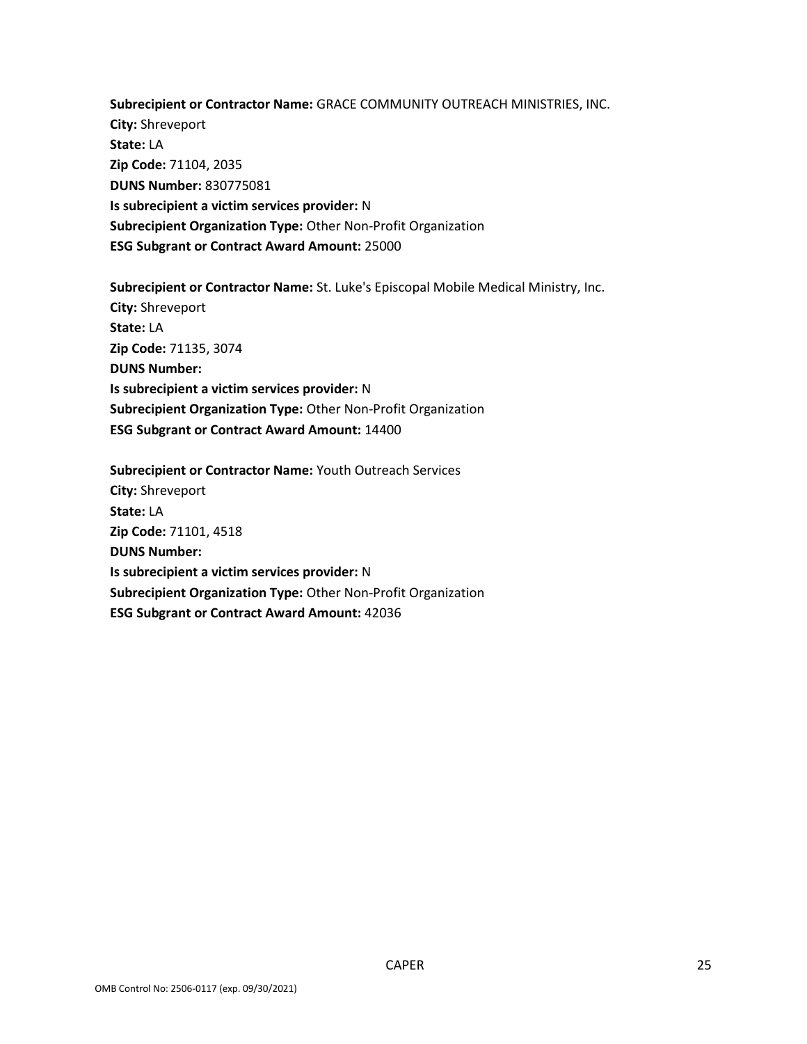**Subrecipient or Contractor Name:** GRACE COMMUNITY OUTREACH MINISTRIES, INC.
**City:** Shreveport
**State:** LA
**Zip Code:** 71104, 2035
**DUNS Number:** 830775081
**Is subrecipient a victim services provider:** N
**Subrecipient Organization Type:** Other Non-Profit Organization
**ESG Subgrant or Contract Award Amount:** 25000

**Subrecipient or Contractor Name:** St. Luke's Episcopal Mobile Medical Ministry, Inc.
**City:** Shreveport
**State:** LA
**Zip Code:** 71135, 3074
**DUNS Number:**
**Is subrecipient a victim services provider:** N
**Subrecipient Organization Type:** Other Non-Profit Organization
**ESG Subgrant or Contract Award Amount:** 14400

**Subrecipient or Contractor Name:** Youth Outreach Services
**City:** Shreveport
**State:** LA
**Zip Code:** 71101, 4518
**DUNS Number:**
**Is subrecipient a victim services provider:** N
**Subrecipient Organization Type:** Other Non-Profit Organization
**ESG Subgrant or Contract Award Amount:** 42036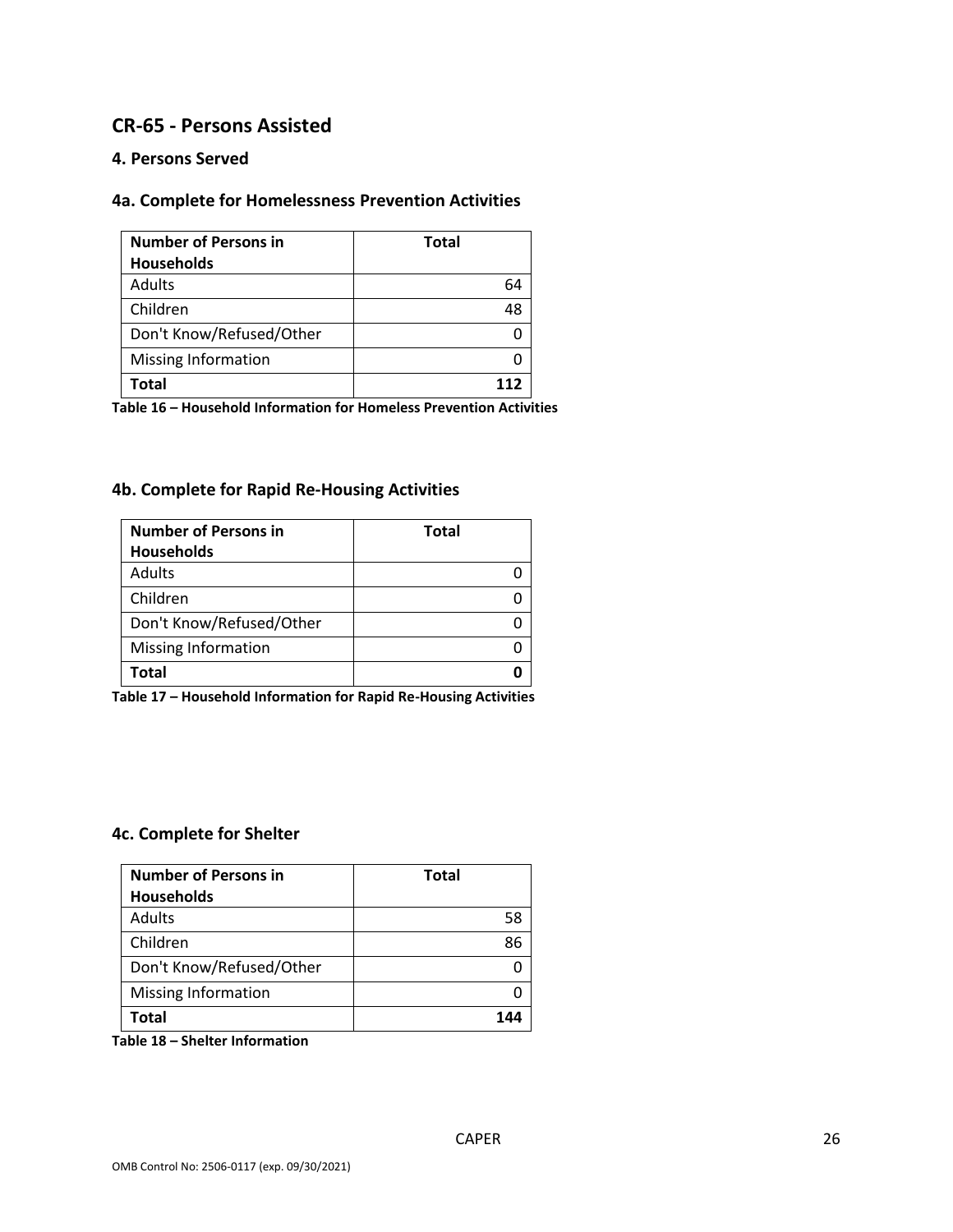## CR-65 - Persons Assisted

### 4. Persons Served

### 4a. Complete for Homelessness Prevention Activities

| Number of Persons in Households | Total |
|---|---|
| Adults | 64 |
| Children | 48 |
| Don't Know/Refused/Other | 0 |
| Missing Information | 0 |
| **Total** | **112** |

**Table 16 – Household Information for Homeless Prevention Activities**

### 4b. Complete for Rapid Re-Housing Activities

| Number of Persons in Households | Total |
|---|---|
| Adults | 0 |
| Children | 0 |
| Don't Know/Refused/Other | 0 |
| Missing Information | 0 |
| **Total** | **0** |

**Table 17 – Household Information for Rapid Re-Housing Activities**

### 4c. Complete for Shelter

| Number of Persons in Households | Total |
|---|---|
| Adults | 58 |
| Children | 86 |
| Don't Know/Refused/Other | 0 |
| Missing Information | 0 |
| **Total** | **144** |

**Table 18 – Shelter Information**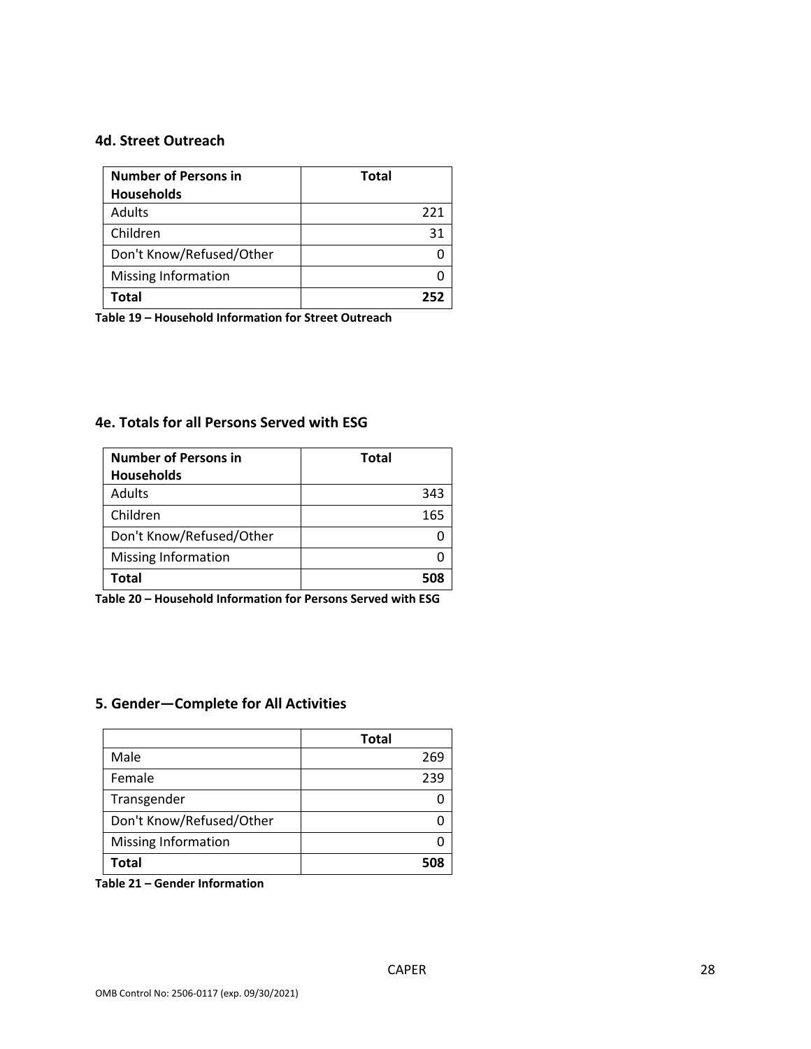### 4d. Street Outreach

| Number of Persons in Households | Total |
|---|---|
| Adults | 221 |
| Children | 31 |
| Don't Know/Refused/Other | 0 |
| Missing Information | 0 |
| **Total** | **252** |

**Table 19 – Household Information for Street Outreach**

### 4e. Totals for all Persons Served with ESG

| Number of Persons in Households | Total |
|---|---|
| Adults | 343 |
| Children | 165 |
| Don't Know/Refused/Other | 0 |
| Missing Information | 0 |
| **Total** | **508** |

**Table 20 – Household Information for Persons Served with ESG**

## 5. Gender—Complete for All Activities

| | Total |
|---|---|
| Male | 269 |
| Female | 239 |
| Transgender | 0 |
| Don't Know/Refused/Other | 0 |
| Missing Information | 0 |
| **Total** | **508** |

**Table 21 – Gender Information**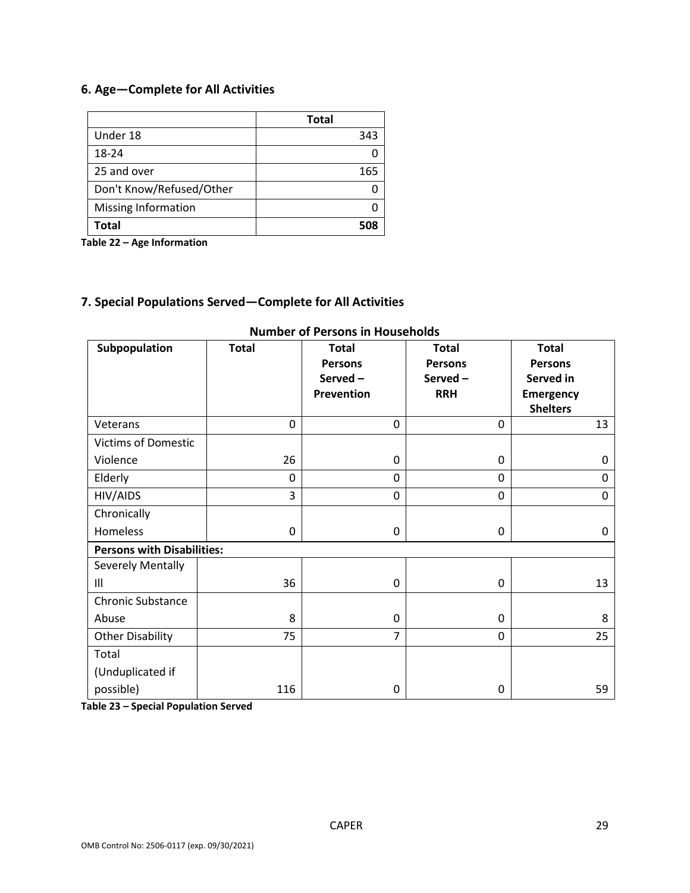## 6. Age—Complete for All Activities

| | Total |
|---|---|
| Under 18 | 343 |
| 18-24 | 0 |
| 25 and over | 165 |
| Don't Know/Refused/Other | 0 |
| Missing Information | 0 |
| **Total** | **508** |

**Table 22 – Age Information**

## 7. Special Populations Served—Complete for All Activities

**Number of Persons in Households**

| Subpopulation | Total | Total Persons Served – Prevention | Total Persons Served – RRH | Total Persons Served in Emergency Shelters |
|---|---|---|---|---|
| Veterans | 0 | 0 | 0 | 13 |
| Victims of Domestic Violence | 26 | 0 | 0 | 0 |
| Elderly | 0 | 0 | 0 | 0 |
| HIV/AIDS | 3 | 0 | 0 | 0 |
| Chronically Homeless | 0 | 0 | 0 | 0 |
| **Persons with Disabilities:** | | | | |
| Severely Mentally Ill | 36 | 0 | 0 | 13 |
| Chronic Substance Abuse | 8 | 0 | 0 | 8 |
| Other Disability | 75 | 7 | 0 | 25 |
| Total (Unduplicated if possible) | 116 | 0 | 0 | 59 |

**Table 23 – Special Population Served**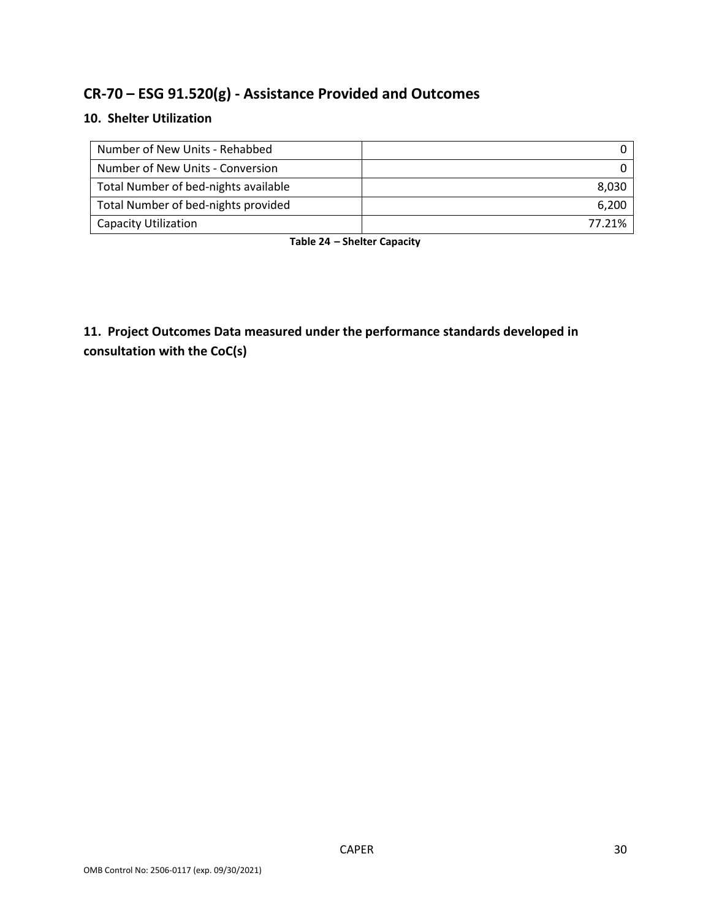## CR-70 – ESG 91.520(g) - Assistance Provided and Outcomes

### 10. Shelter Utilization

| | |
|---|---|
| Number of New Units - Rehabbed | 0 |
| Number of New Units - Conversion | 0 |
| Total Number of bed-nights available | 8,030 |
| Total Number of bed-nights provided | 6,200 |
| Capacity Utilization | 77.21% |

**Table 24 – Shelter Capacity**

### 11. Project Outcomes Data measured under the performance standards developed in consultation with the CoC(s)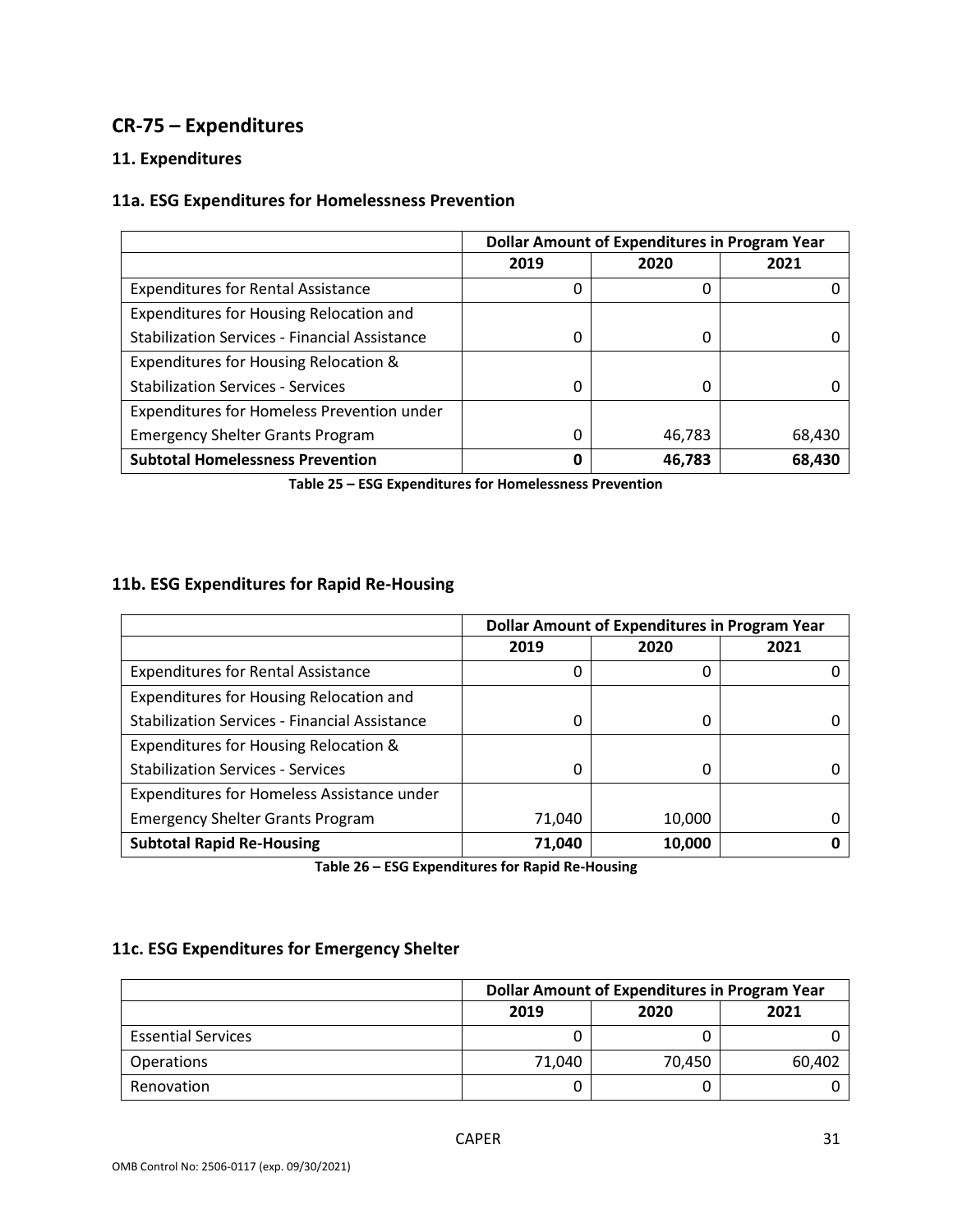## CR-75 – Expenditures

### 11. Expenditures

### 11a. ESG Expenditures for Homelessness Prevention

| | Dollar Amount of Expenditures in Program Year | | |
|---|---|---|---|
| | 2019 | 2020 | 2021 |
| Expenditures for Rental Assistance | 0 | 0 | 0 |
| Expenditures for Housing Relocation and Stabilization Services - Financial Assistance | 0 | 0 | 0 |
| Expenditures for Housing Relocation & Stabilization Services - Services | 0 | 0 | 0 |
| Expenditures for Homeless Prevention under Emergency Shelter Grants Program | 0 | 46,783 | 68,430 |
| **Subtotal Homelessness Prevention** | **0** | **46,783** | **68,430** |

**Table 25 – ESG Expenditures for Homelessness Prevention**

### 11b. ESG Expenditures for Rapid Re-Housing

| | Dollar Amount of Expenditures in Program Year | | |
|---|---|---|---|
| | 2019 | 2020 | 2021 |
| Expenditures for Rental Assistance | 0 | 0 | 0 |
| Expenditures for Housing Relocation and Stabilization Services - Financial Assistance | 0 | 0 | 0 |
| Expenditures for Housing Relocation & Stabilization Services - Services | 0 | 0 | 0 |
| Expenditures for Homeless Assistance under Emergency Shelter Grants Program | 71,040 | 10,000 | 0 |
| **Subtotal Rapid Re-Housing** | **71,040** | **10,000** | **0** |

**Table 26 – ESG Expenditures for Rapid Re-Housing**

### 11c. ESG Expenditures for Emergency Shelter

| | Dollar Amount of Expenditures in Program Year | | |
|---|---|---|---|
| | 2019 | 2020 | 2021 |
| Essential Services | 0 | 0 | 0 |
| Operations | 71,040 | 70,450 | 60,402 |
| Renovation | 0 | 0 | 0 |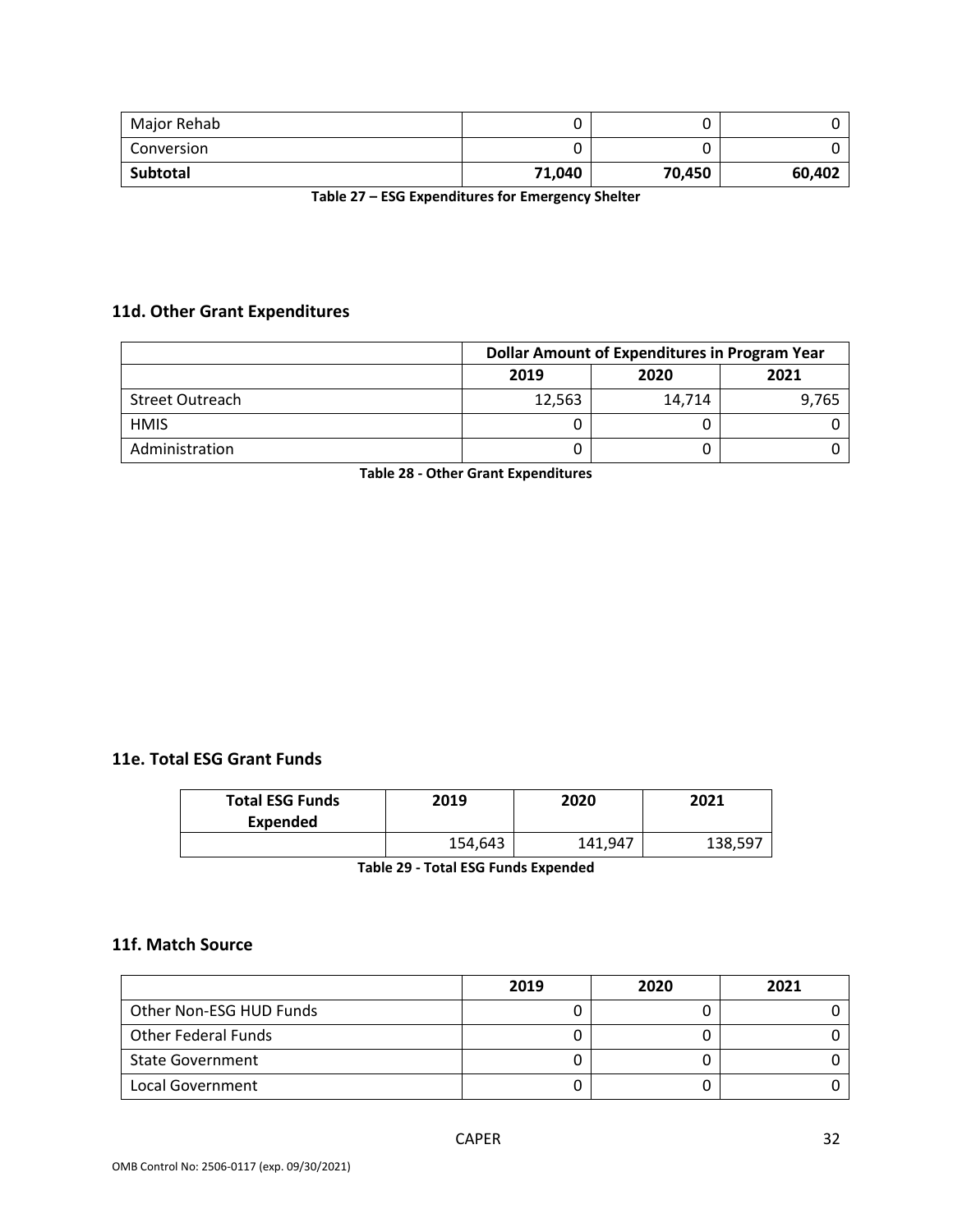| | | | |
|---|---|---|---|
| Major Rehab | 0 | 0 | 0 |
| Conversion | 0 | 0 | 0 |
| **Subtotal** | **71,040** | **70,450** | **60,402** |

**Table 27 – ESG Expenditures for Emergency Shelter**

### 11d. Other Grant Expenditures

| | Dollar Amount of Expenditures in Program Year | | |
|---|---|---|---|
| | 2019 | 2020 | 2021 |
| Street Outreach | 12,563 | 14,714 | 9,765 |
| HMIS | 0 | 0 | 0 |
| Administration | 0 | 0 | 0 |

**Table 28 - Other Grant Expenditures**

### 11e. Total ESG Grant Funds

| Total ESG Funds Expended | 2019 | 2020 | 2021 |
|---|---|---|---|
| | 154,643 | 141,947 | 138,597 |

**Table 29 - Total ESG Funds Expended**

### 11f. Match Source

| | 2019 | 2020 | 2021 |
|---|---|---|---|
| Other Non-ESG HUD Funds | 0 | 0 | 0 |
| Other Federal Funds | 0 | 0 | 0 |
| State Government | 0 | 0 | 0 |
| Local Government | 0 | 0 | 0 |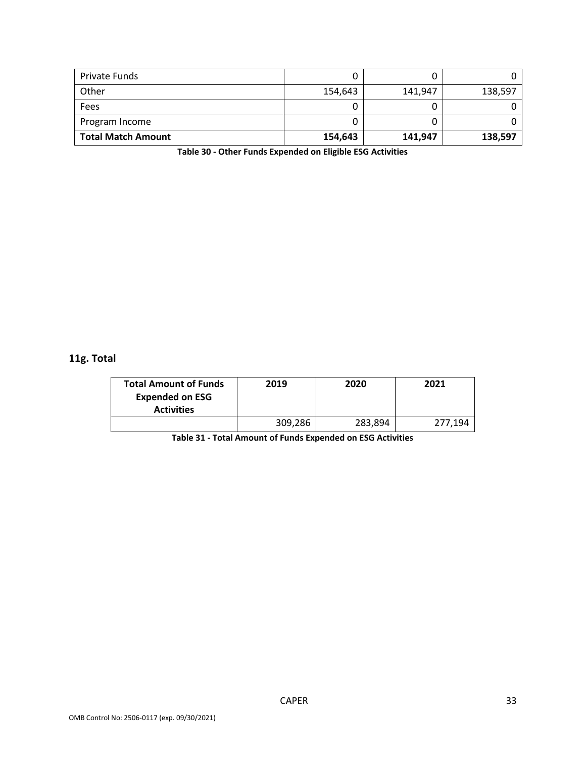| | | | |
|---|---|---|---|
| Private Funds | 0 | 0 | 0 |
| Other | 154,643 | 141,947 | 138,597 |
| Fees | 0 | 0 | 0 |
| Program Income | 0 | 0 | 0 |
| **Total Match Amount** | **154,643** | **141,947** | **138,597** |

**Table 30 - Other Funds Expended on Eligible ESG Activities**

## 11g. Total

| Total Amount of Funds Expended on ESG Activities | 2019 | 2020 | 2021 |
|---|---|---|---|
| | 309,286 | 283,894 | 277,194 |

**Table 31 - Total Amount of Funds Expended on ESG Activities**